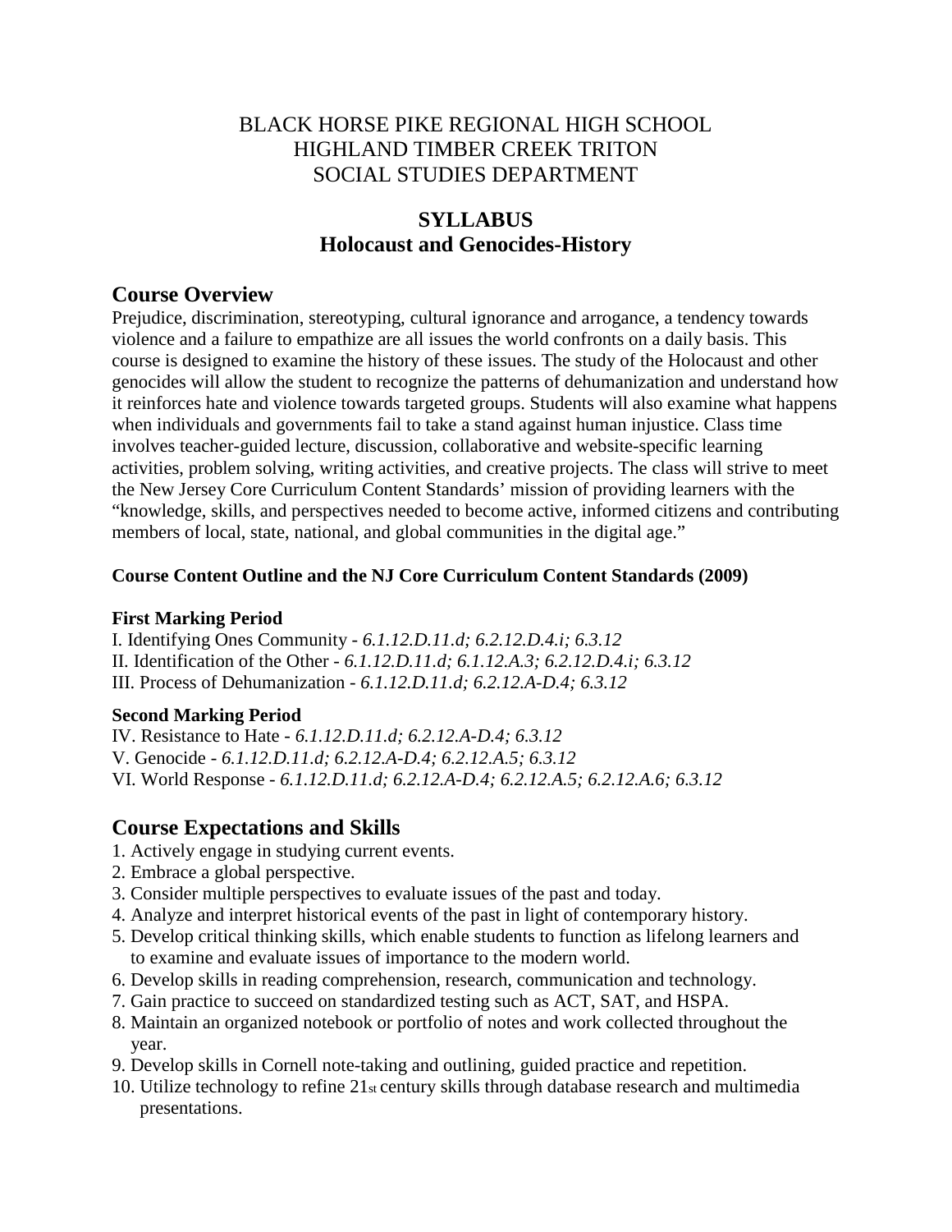BLACK HORSE PIKE REGIONAL HIGH SCHOOL
HIGHLAND TIMBER CREEK TRITON
SOCIAL STUDIES DEPARTMENT

# SYLLABUS
# Holocaust and Genocides-History

## Course Overview

Prejudice, discrimination, stereotyping, cultural ignorance and arrogance, a tendency towards violence and a failure to empathize are all issues the world confronts on a daily basis. This course is designed to examine the history of these issues. The study of the Holocaust and other genocides will allow the student to recognize the patterns of dehumanization and understand how it reinforces hate and violence towards targeted groups. Students will also examine what happens when individuals and governments fail to take a stand against human injustice. Class time involves teacher-guided lecture, discussion, collaborative and website-specific learning activities, problem solving, writing activities, and creative projects. The class will strive to meet the New Jersey Core Curriculum Content Standards' mission of providing learners with the "knowledge, skills, and perspectives needed to become active, informed citizens and contributing members of local, state, national, and global communities in the digital age."

### Course Content Outline and the NJ Core Curriculum Content Standards (2009)

**First Marking Period**

I. Identifying Ones Community - *6.1.12.D.11.d; 6.2.12.D.4.i; 6.3.12*
II. Identification of the Other - *6.1.12.D.11.d; 6.1.12.A.3; 6.2.12.D.4.i; 6.3.12*
III. Process of Dehumanization - *6.1.12.D.11.d; 6.2.12.A-D.4; 6.3.12*

**Second Marking Period**

IV. Resistance to Hate - *6.1.12.D.11.d; 6.2.12.A-D.4; 6.3.12*
V. Genocide - *6.1.12.D.11.d; 6.2.12.A-D.4; 6.2.12.A.5; 6.3.12*
VI. World Response - *6.1.12.D.11.d; 6.2.12.A-D.4; 6.2.12.A.5; 6.2.12.A.6; 6.3.12*

## Course Expectations and Skills

1. Actively engage in studying current events.
2. Embrace a global perspective.
3. Consider multiple perspectives to evaluate issues of the past and today.
4. Analyze and interpret historical events of the past in light of contemporary history.
5. Develop critical thinking skills, which enable students to function as lifelong learners and to examine and evaluate issues of importance to the modern world.
6. Develop skills in reading comprehension, research, communication and technology.
7. Gain practice to succeed on standardized testing such as ACT, SAT, and HSPA.
8. Maintain an organized notebook or portfolio of notes and work collected throughout the year.
9. Develop skills in Cornell note-taking and outlining, guided practice and repetition.
10. Utilize technology to refine 21st century skills through database research and multimedia presentations.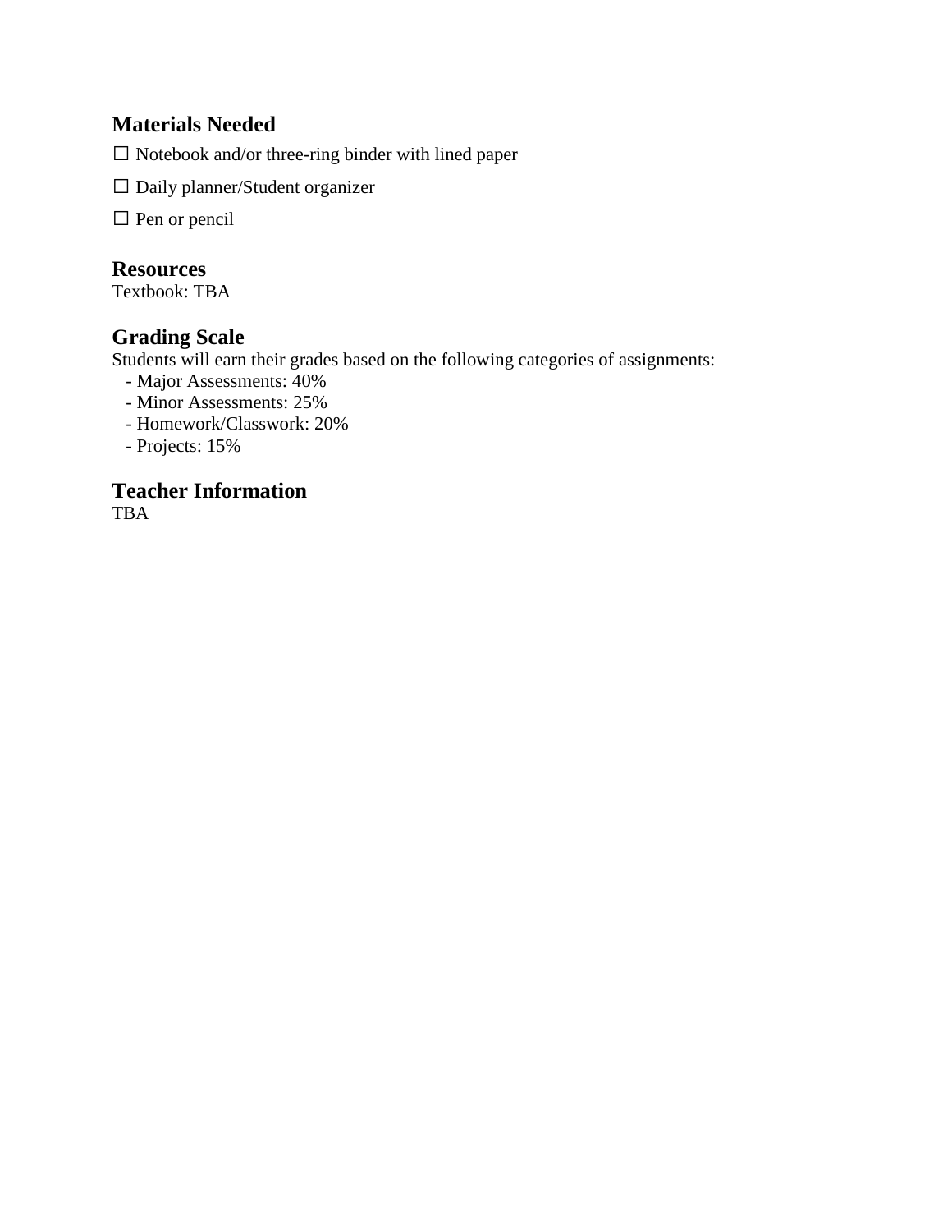## Materials Needed

☐ Notebook and/or three-ring binder with lined paper

☐ Daily planner/Student organizer

☐ Pen or pencil

## Resources

Textbook: TBA

## Grading Scale

Students will earn their grades based on the following categories of assignments:

- Major Assessments: 40%
- Minor Assessments: 25%
- Homework/Classwork: 20%
- Projects: 15%

## Teacher Information

TBA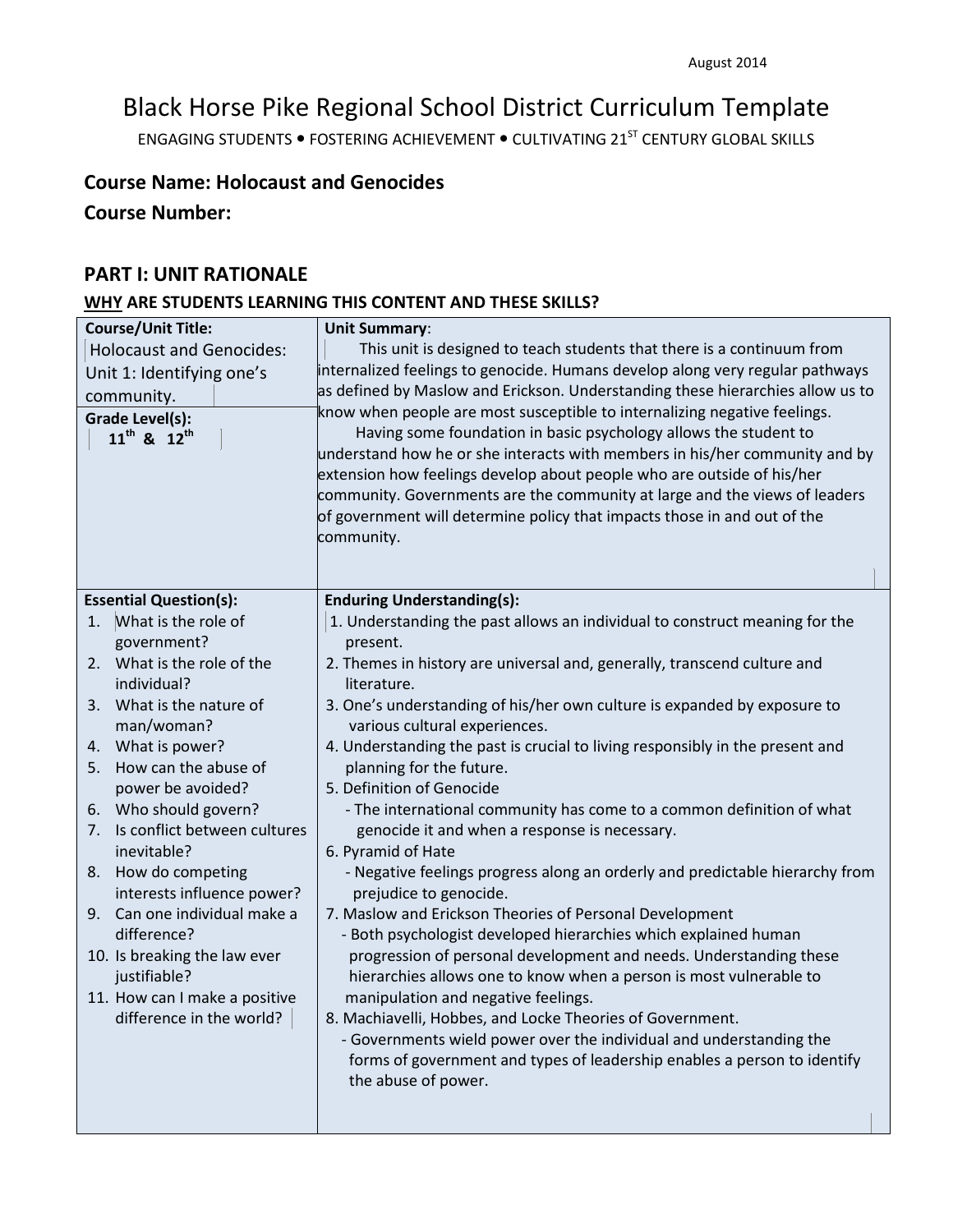August 2014

# Black Horse Pike Regional School District Curriculum Template

ENGAGING STUDENTS • FOSTERING ACHIEVEMENT • CULTIVATING 21ST CENTURY GLOBAL SKILLS

## Course Name: Holocaust and Genocides

## Course Number:

## PART I: UNIT RATIONALE

### WHY ARE STUDENTS LEARNING THIS CONTENT AND THESE SKILLS?

| Course/Unit Title: | Unit Summary: |
|---|---|
| Holocaust and Genocides: Unit 1: Identifying one's community.<br><br>**Grade Level(s):**<br>11th & 12th | This unit is designed to teach students that there is a continuum from internalized feelings to genocide. Humans develop along very regular pathways as defined by Maslow and Erickson. Understanding these hierarchies allow us to know when people are most susceptible to internalizing negative feelings.<br>Having some foundation in basic psychology allows the student to understand how he or she interacts with members in his/her community and by extension how feelings develop about people who are outside of his/her community. Governments are the community at large and the views of leaders of government will determine policy that impacts those in and out of the community. |
| **Essential Question(s):** | **Enduring Understanding(s):** |
| 1. What is the role of government?<br>2. What is the role of the individual?<br>3. What is the nature of man/woman?<br>4. What is power?<br>5. How can the abuse of power be avoided?<br>6. Who should govern?<br>7. Is conflict between cultures inevitable?<br>8. How do competing interests influence power?<br>9. Can one individual make a difference?<br>10. Is breaking the law ever justifiable?<br>11. How can I make a positive difference in the world? | 1. Understanding the past allows an individual to construct meaning for the present.<br>2. Themes in history are universal and, generally, transcend culture and literature.<br>3. One's understanding of his/her own culture is expanded by exposure to various cultural experiences.<br>4. Understanding the past is crucial to living responsibly in the present and planning for the future.<br>5. Definition of Genocide<br>- The international community has come to a common definition of what genocide it and when a response is necessary.<br>6. Pyramid of Hate<br>- Negative feelings progress along an orderly and predictable hierarchy from prejudice to genocide.<br>7. Maslow and Erickson Theories of Personal Development<br>- Both psychologist developed hierarchies which explained human progression of personal development and needs. Understanding these hierarchies allows one to know when a person is most vulnerable to manipulation and negative feelings.<br>8. Machiavelli, Hobbes, and Locke Theories of Government.<br>- Governments wield power over the individual and understanding the forms of government and types of leadership enables a person to identify the abuse of power. |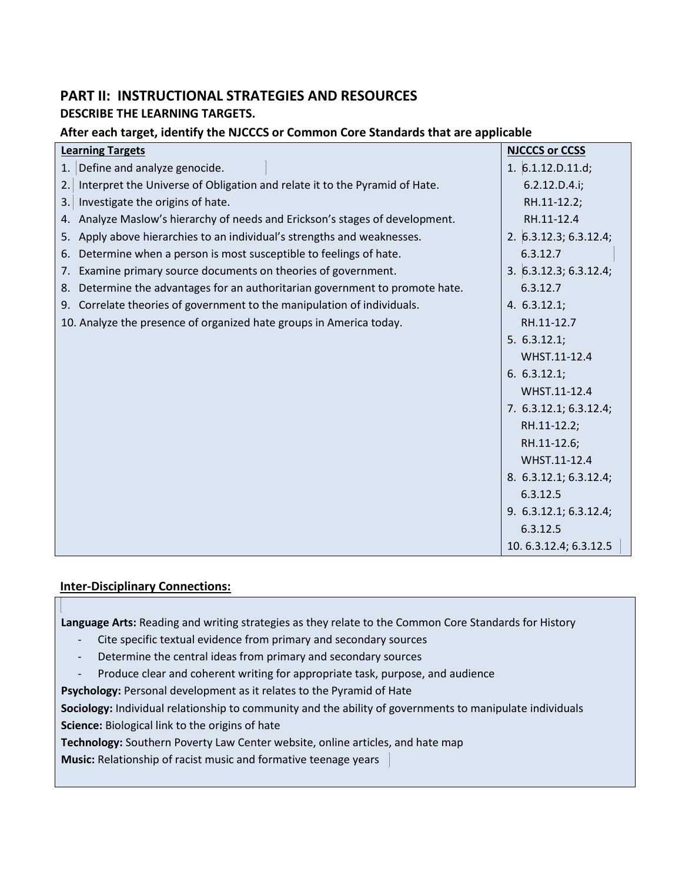## PART II: INSTRUCTIONAL STRATEGIES AND RESOURCES

### DESCRIBE THE LEARNING TARGETS.

### After each target, identify the NJCCCS or Common Core Standards that are applicable

| Learning Targets | NJCCCS or CCSS |
|---|---|
| 1. Define and analyze genocide. | 1. 6.1.12.D.11.d; 6.2.12.D.4.i; RH.11-12.2; RH.11-12.4 |
| 2. Interpret the Universe of Obligation and relate it to the Pyramid of Hate. | 2. 6.3.12.3; 6.3.12.4; 6.3.12.7 |
| 3. Investigate the origins of hate. | 3. 6.3.12.3; 6.3.12.4; 6.3.12.7 |
| 4. Analyze Maslow's hierarchy of needs and Erickson's stages of development. | 4. 6.3.12.1; RH.11-12.7 |
| 5. Apply above hierarchies to an individual's strengths and weaknesses. | 5. 6.3.12.1; WHST.11-12.4 |
| 6. Determine when a person is most susceptible to feelings of hate. | 6. 6.3.12.1; WHST.11-12.4 |
| 7. Examine primary source documents on theories of government. | 7. 6.3.12.1; 6.3.12.4; RH.11-12.2; RH.11-12.6; WHST.11-12.4 |
| 8. Determine the advantages for an authoritarian government to promote hate. | 8. 6.3.12.1; 6.3.12.4; 6.3.12.5 |
| 9. Correlate theories of government to the manipulation of individuals. | 9. 6.3.12.1; 6.3.12.4; 6.3.12.5 |
| 10. Analyze the presence of organized hate groups in America today. | 10. 6.3.12.4; 6.3.12.5 |

### Inter-Disciplinary Connections:

**Language Arts:** Reading and writing strategies as they relate to the Common Core Standards for History

- Cite specific textual evidence from primary and secondary sources
- Determine the central ideas from primary and secondary sources
- Produce clear and coherent writing for appropriate task, purpose, and audience

**Psychology:** Personal development as it relates to the Pyramid of Hate

**Sociology:** Individual relationship to community and the ability of governments to manipulate individuals

**Science:** Biological link to the origins of hate

**Technology:** Southern Poverty Law Center website, online articles, and hate map

**Music:** Relationship of racist music and formative teenage years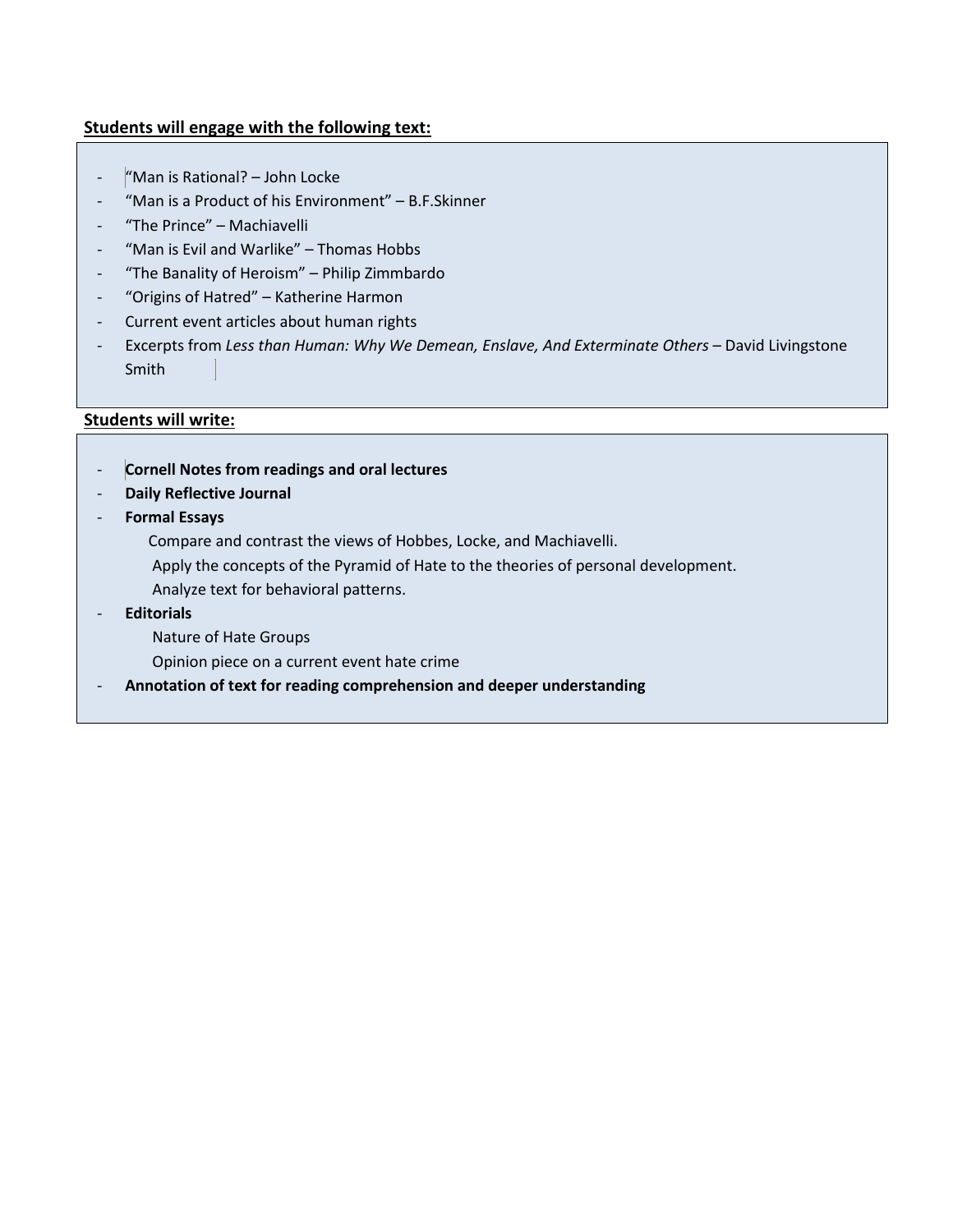**<u>Students will engage with the following text:</u>**

- "Man is Rational? – John Locke
- "Man is a Product of his Environment" – B.F.Skinner
- "The Prince" – Machiavelli
- "Man is Evil and Warlike" – Thomas Hobbs
- "The Banality of Heroism" – Philip Zimmbardo
- "Origins of Hatred" – Katherine Harmon
- Current event articles about human rights
- Excerpts from *Less than Human: Why We Demean, Enslave, And Exterminate Others* – David Livingstone Smith

**<u>Students will write:</u>**

- **Cornell Notes from readings and oral lectures**
- **Daily Reflective Journal**
- **Formal Essays**
  - Compare and contrast the views of Hobbes, Locke, and Machiavelli.
  - Apply the concepts of the Pyramid of Hate to the theories of personal development.
  - Analyze text for behavioral patterns.
- **Editorials**
  - Nature of Hate Groups
  - Opinion piece on a current event hate crime
- **Annotation of text for reading comprehension and deeper understanding**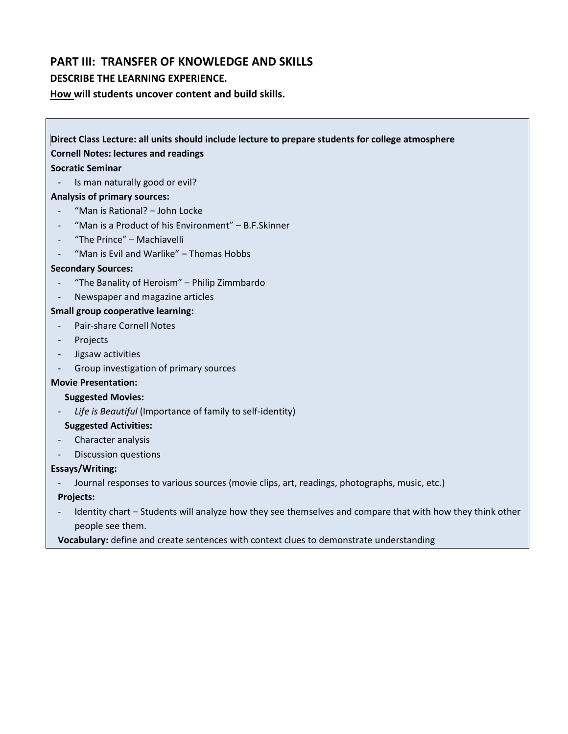## PART III: TRANSFER OF KNOWLEDGE AND SKILLS

**DESCRIBE THE LEARNING EXPERIENCE.**

**How will students uncover content and build skills.**

**Direct Class Lecture: all units should include lecture to prepare students for college atmosphere**

**Cornell Notes: lectures and readings**

**Socratic Seminar**

- Is man naturally good or evil?

**Analysis of primary sources:**

- "Man is Rational? – John Locke
- "Man is a Product of his Environment" – B.F.Skinner
- "The Prince" – Machiavelli
- "Man is Evil and Warlike" – Thomas Hobbs

**Secondary Sources:**

- "The Banality of Heroism" – Philip Zimmbardo
- Newspaper and magazine articles

**Small group cooperative learning:**

- Pair-share Cornell Notes
- Projects
- Jigsaw activities
- Group investigation of primary sources

**Movie Presentation:**

**Suggested Movies:**

- *Life is Beautiful* (Importance of family to self-identity)

**Suggested Activities:**

- Character analysis
- Discussion questions

**Essays/Writing:**

- Journal responses to various sources (movie clips, art, readings, photographs, music, etc.)

**Projects:**

- Identity chart – Students will analyze how they see themselves and compare that with how they think other people see them.

**Vocabulary:** define and create sentences with context clues to demonstrate understanding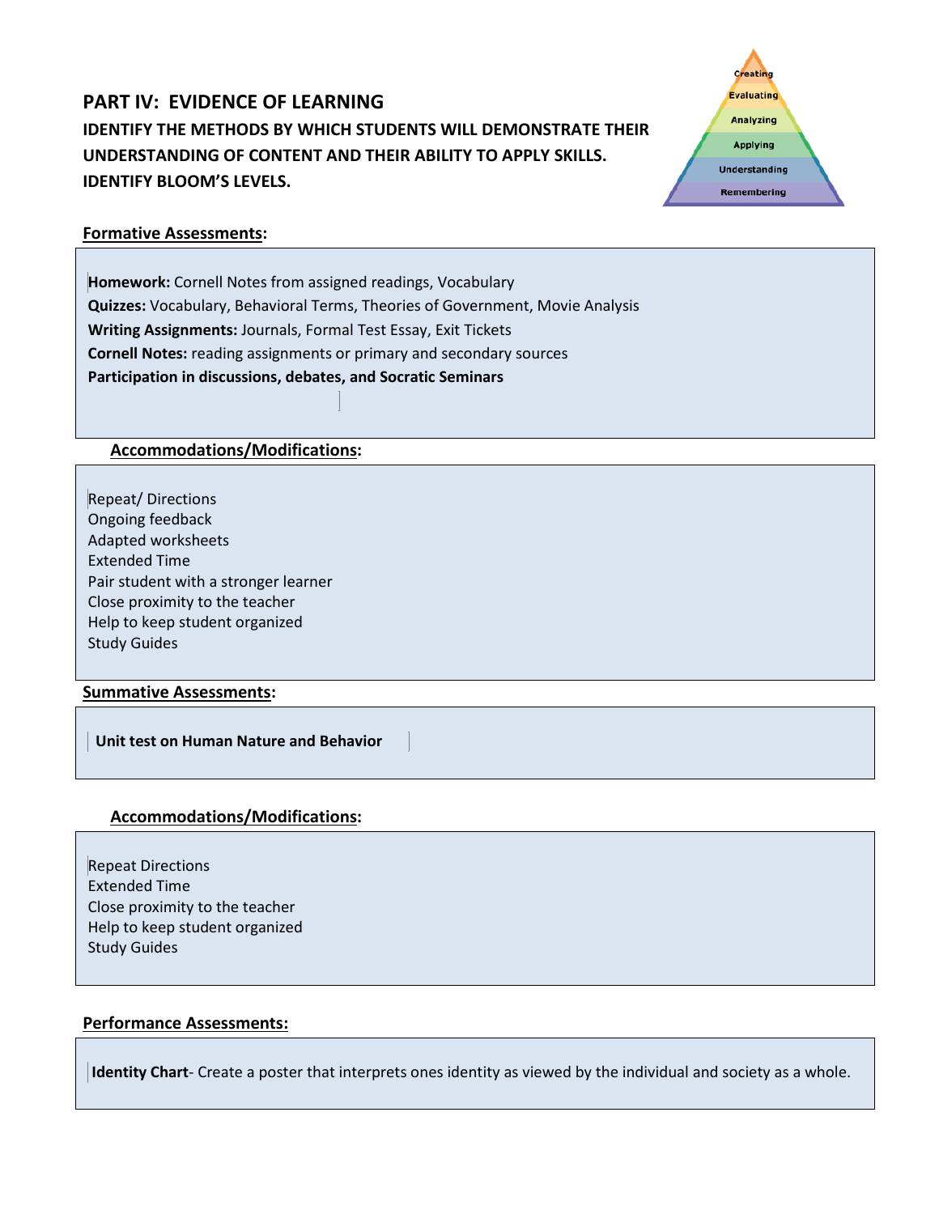## PART IV: EVIDENCE OF LEARNING

**IDENTIFY THE METHODS BY WHICH STUDENTS WILL DEMONSTRATE THEIR UNDERSTANDING OF CONTENT AND THEIR ABILITY TO APPLY SKILLS. IDENTIFY BLOOM'S LEVELS.**

Creating
Evaluating
Analyzing
Applying
Understanding
Remembering

**Formative Assessments:**

**Homework:** Cornell Notes from assigned readings, Vocabulary
**Quizzes:** Vocabulary, Behavioral Terms, Theories of Government, Movie Analysis
**Writing Assignments:** Journals, Formal Test Essay, Exit Tickets
**Cornell Notes:** reading assignments or primary and secondary sources
**Participation in discussions, debates, and Socratic Seminars**

**Accommodations/Modifications:**

Repeat/ Directions
Ongoing feedback
Adapted worksheets
Extended Time
Pair student with a stronger learner
Close proximity to the teacher
Help to keep student organized
Study Guides

**Summative Assessments:**

**Unit test on Human Nature and Behavior**

**Accommodations/Modifications:**

Repeat Directions
Extended Time
Close proximity to the teacher
Help to keep student organized
Study Guides

**Performance Assessments:**

**Identity Chart**- Create a poster that interprets ones identity as viewed by the individual and society as a whole.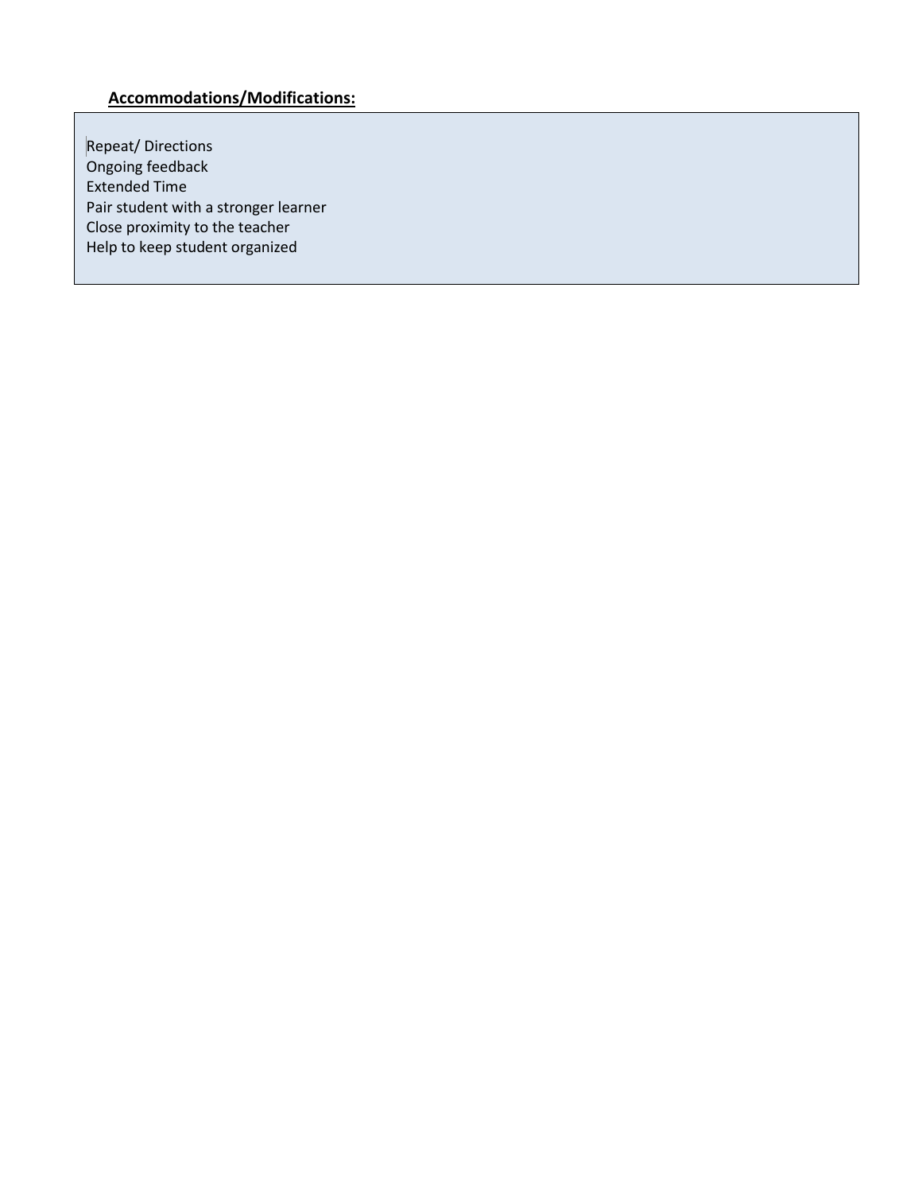**Accommodations/Modifications:**

Repeat/ Directions
Ongoing feedback
Extended Time
Pair student with a stronger learner
Close proximity to the teacher
Help to keep student organized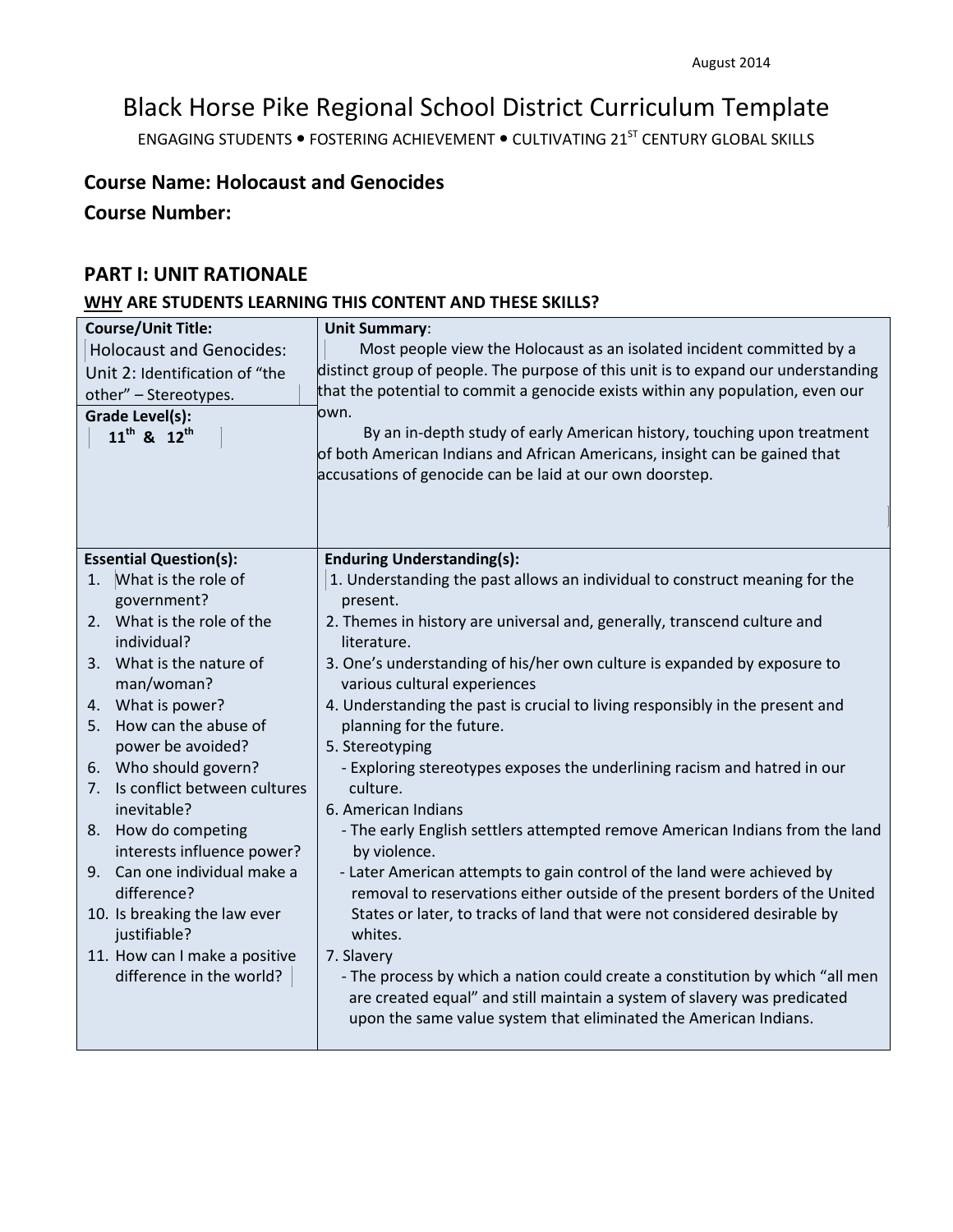August 2014

# Black Horse Pike Regional School District Curriculum Template

ENGAGING STUDENTS • FOSTERING ACHIEVEMENT • CULTIVATING 21ST CENTURY GLOBAL SKILLS

## Course Name: Holocaust and Genocides

## Course Number:

## PART I: UNIT RATIONALE

### WHY ARE STUDENTS LEARNING THIS CONTENT AND THESE SKILLS?

| **Course/Unit Title:** Holocaust and Genocides: Unit 2: Identification of "the other" – Stereotypes.<br><br>**Grade Level(s):** 11th & 12th | **Unit Summary**:<br>Most people view the Holocaust as an isolated incident committed by a distinct group of people. The purpose of this unit is to expand our understanding that the potential to commit a genocide exists within any population, even our own.<br>By an in-depth study of early American history, touching upon treatment of both American Indians and African Americans, insight can be gained that accusations of genocide can be laid at our own doorstep. |
|---|---|
| **Essential Question(s):**<br>1. What is the role of government?<br>2. What is the role of the individual?<br>3. What is the nature of man/woman?<br>4. What is power?<br>5. How can the abuse of power be avoided?<br>6. Who should govern?<br>7. Is conflict between cultures inevitable?<br>8. How do competing interests influence power?<br>9. Can one individual make a difference?<br>10. Is breaking the law ever justifiable?<br>11. How can I make a positive difference in the world? | **Enduring Understanding(s):**<br>1. Understanding the past allows an individual to construct meaning for the present.<br>2. Themes in history are universal and, generally, transcend culture and literature.<br>3. One's understanding of his/her own culture is expanded by exposure to various cultural experiences<br>4. Understanding the past is crucial to living responsibly in the present and planning for the future.<br>5. Stereotyping<br>- Exploring stereotypes exposes the underlining racism and hatred in our culture.<br>6. American Indians<br>- The early English settlers attempted remove American Indians from the land by violence.<br>- Later American attempts to gain control of the land were achieved by removal to reservations either outside of the present borders of the United States or later, to tracks of land that were not considered desirable by whites.<br>7. Slavery<br>- The process by which a nation could create a constitution by which "all men are created equal" and still maintain a system of slavery was predicated upon the same value system that eliminated the American Indians. |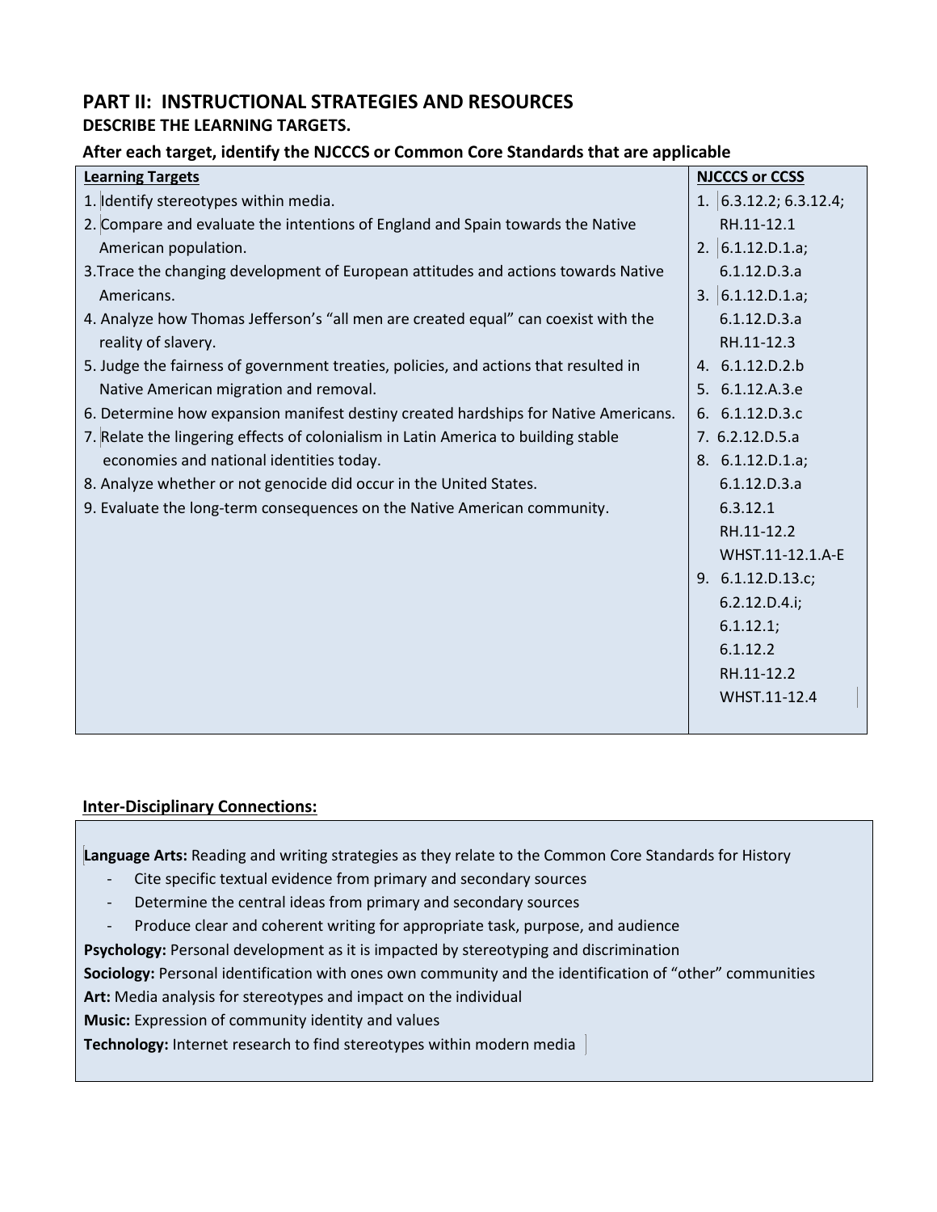## PART II: INSTRUCTIONAL STRATEGIES AND RESOURCES

### DESCRIBE THE LEARNING TARGETS.

### After each target, identify the NJCCCS or Common Core Standards that are applicable

| Learning Targets | NJCCCS or CCSS |
|---|---|
| 1. Identify stereotypes within media. | 1. 6.3.12.2; 6.3.12.4; RH.11-12.1 |
| 2. Compare and evaluate the intentions of England and Spain towards the Native American population. | 2. 6.1.12.D.1.a; 6.1.12.D.3.a |
| 3. Trace the changing development of European attitudes and actions towards Native Americans. | 3. 6.1.12.D.1.a; 6.1.12.D.3.a RH.11-12.3 |
| 4. Analyze how Thomas Jefferson's "all men are created equal" can coexist with the reality of slavery. | 4. 6.1.12.D.2.b |
| 5. Judge the fairness of government treaties, policies, and actions that resulted in Native American migration and removal. | 5. 6.1.12.A.3.e |
| 6. Determine how expansion manifest destiny created hardships for Native Americans. | 6. 6.1.12.D.3.c |
| 7. Relate the lingering effects of colonialism in Latin America to building stable economies and national identities today. | 7. 6.2.12.D.5.a |
| 8. Analyze whether or not genocide did occur in the United States. | 8. 6.1.12.D.1.a; 6.1.12.D.3.a 6.3.12.1 RH.11-12.2 WHST.11-12.1.A-E |
| 9. Evaluate the long-term consequences on the Native American community. | 9. 6.1.12.D.13.c; 6.2.12.D.4.i; 6.1.12.1; 6.1.12.2 RH.11-12.2 WHST.11-12.4 |

### Inter-Disciplinary Connections:

**Language Arts:** Reading and writing strategies as they relate to the Common Core Standards for History

- Cite specific textual evidence from primary and secondary sources
- Determine the central ideas from primary and secondary sources
- Produce clear and coherent writing for appropriate task, purpose, and audience

**Psychology:** Personal development as it is impacted by stereotyping and discrimination

**Sociology:** Personal identification with ones own community and the identification of "other" communities

**Art:** Media analysis for stereotypes and impact on the individual

**Music:** Expression of community identity and values

**Technology:** Internet research to find stereotypes within modern media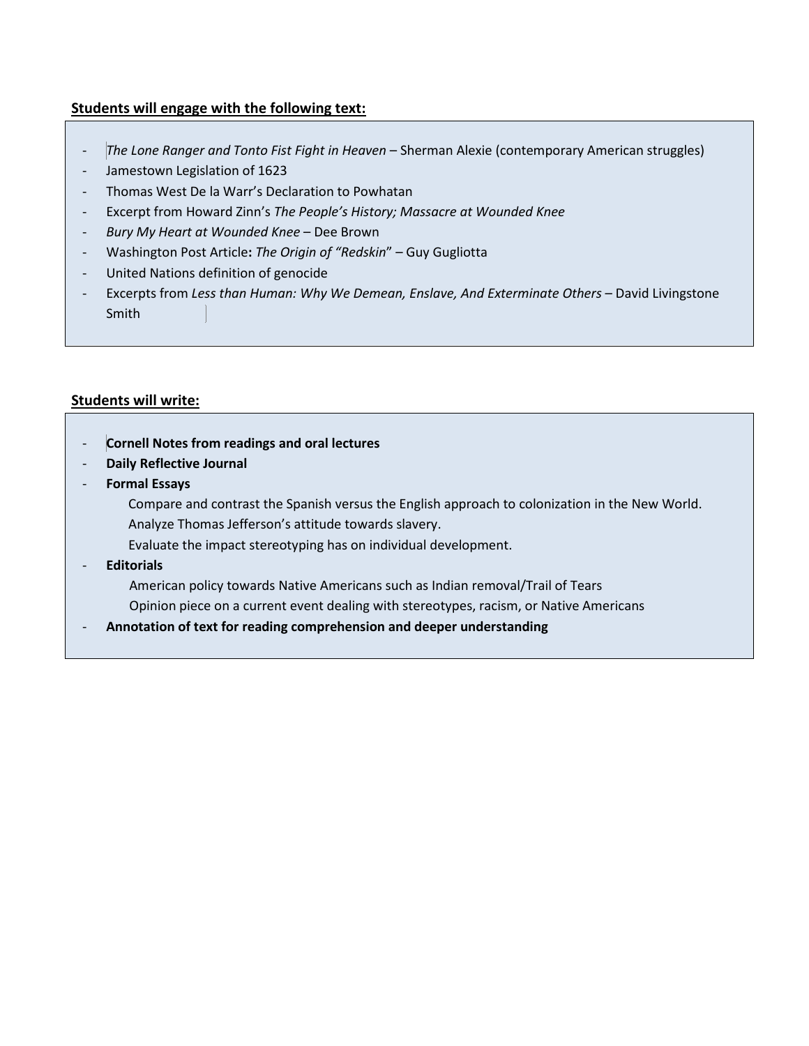**Students will engage with the following text:**

- *The Lone Ranger and Tonto Fist Fight in Heaven* – Sherman Alexie (contemporary American struggles)
- Jamestown Legislation of 1623
- Thomas West De la Warr's Declaration to Powhatan
- Excerpt from Howard Zinn's *The People's History; Massacre at Wounded Knee*
- *Bury My Heart at Wounded Knee* – Dee Brown
- Washington Post Article**:** *The Origin of "Redskin*" – Guy Gugliotta
- United Nations definition of genocide
- Excerpts from *Less than Human: Why We Demean, Enslave, And Exterminate Others* – David Livingstone Smith

**Students will write:**

- **Cornell Notes from readings and oral lectures**
- **Daily Reflective Journal**
- **Formal Essays**
  - Compare and contrast the Spanish versus the English approach to colonization in the New World.
  - Analyze Thomas Jefferson's attitude towards slavery.
  - Evaluate the impact stereotyping has on individual development.
- **Editorials**
  - American policy towards Native Americans such as Indian removal/Trail of Tears
  - Opinion piece on a current event dealing with stereotypes, racism, or Native Americans
- **Annotation of text for reading comprehension and deeper understanding**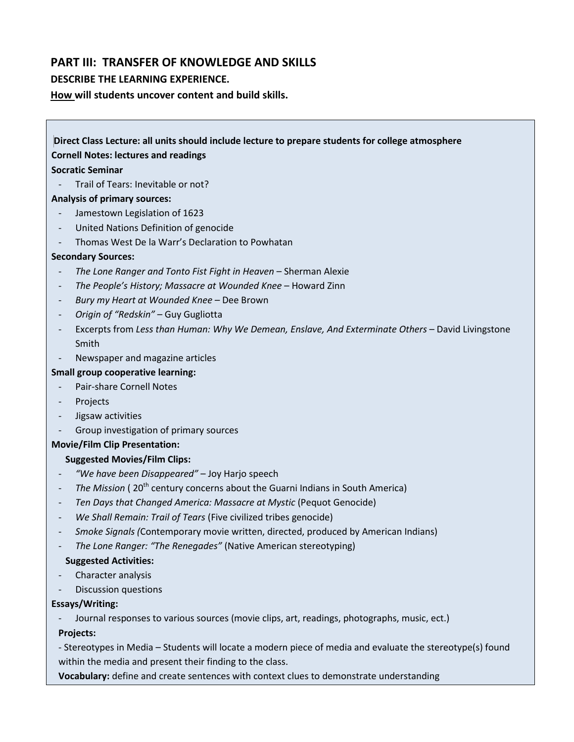## PART III: TRANSFER OF KNOWLEDGE AND SKILLS

**DESCRIBE THE LEARNING EXPERIENCE.**

**How will students uncover content and build skills.**

**Direct Class Lecture: all units should include lecture to prepare students for college atmosphere**

**Cornell Notes: lectures and readings**

**Socratic Seminar**

- Trail of Tears: Inevitable or not?

**Analysis of primary sources:**

- Jamestown Legislation of 1623
- United Nations Definition of genocide
- Thomas West De la Warr's Declaration to Powhatan

**Secondary Sources:**

- *The Lone Ranger and Tonto Fist Fight in Heaven* – Sherman Alexie
- *The People's History; Massacre at Wounded Knee* – Howard Zinn
- *Bury my Heart at Wounded Knee* – Dee Brown
- *Origin of "Redskin"* – Guy Gugliotta
- Excerpts from *Less than Human: Why We Demean, Enslave, And Exterminate Others* – David Livingstone Smith
- Newspaper and magazine articles

**Small group cooperative learning:**

- Pair-share Cornell Notes
- Projects
- Jigsaw activities
- Group investigation of primary sources

**Movie/Film Clip Presentation:**

**Suggested Movies/Film Clips:**

- *"We have been Disappeared"* – Joy Harjo speech
- *The Mission* ( 20th century concerns about the Guarni Indians in South America)
- *Ten Days that Changed America: Massacre at Mystic* (Pequot Genocide)
- *We Shall Remain: Trail of Tears* (Five civilized tribes genocide)
- *Smoke Signals (*Contemporary movie written, directed, produced by American Indians)
- *The Lone Ranger: "The Renegades"* (Native American stereotyping)

**Suggested Activities:**

- Character analysis
- Discussion questions

**Essays/Writing:**

- Journal responses to various sources (movie clips, art, readings, photographs, music, ect.)

**Projects:**

- Stereotypes in Media – Students will locate a modern piece of media and evaluate the stereotype(s) found within the media and present their finding to the class.

**Vocabulary:** define and create sentences with context clues to demonstrate understanding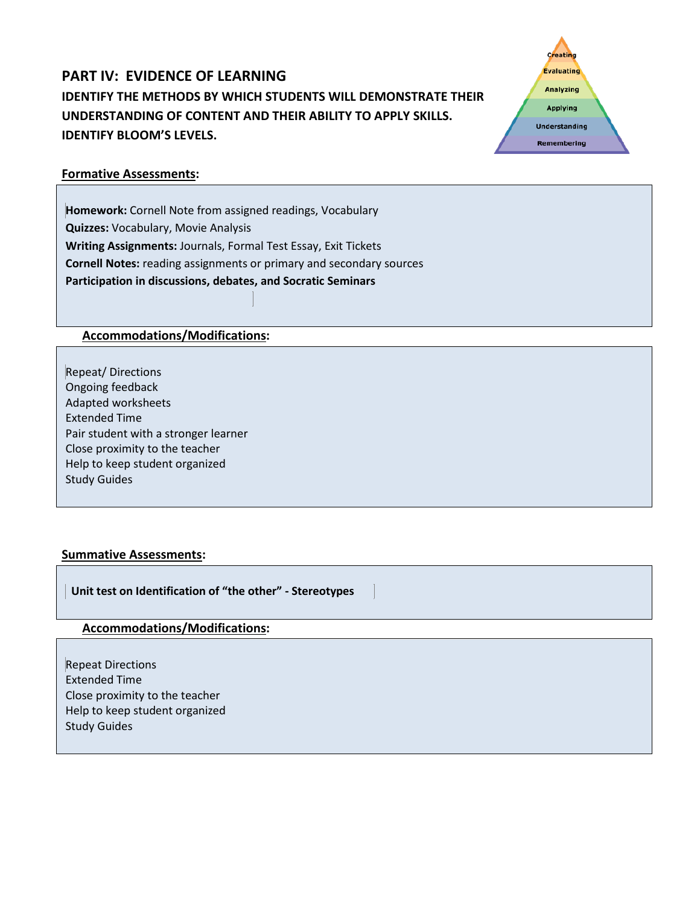## PART IV: EVIDENCE OF LEARNING

**IDENTIFY THE METHODS BY WHICH STUDENTS WILL DEMONSTRATE THEIR UNDERSTANDING OF CONTENT AND THEIR ABILITY TO APPLY SKILLS. IDENTIFY BLOOM'S LEVELS.**

Creating
Evaluating
Analyzing
Applying
Understanding
Remembering

**Formative Assessments:**

**Homework:** Cornell Note from assigned readings, Vocabulary
**Quizzes:** Vocabulary, Movie Analysis
**Writing Assignments:** Journals, Formal Test Essay, Exit Tickets
**Cornell Notes:** reading assignments or primary and secondary sources
**Participation in discussions, debates, and Socratic Seminars**

**Accommodations/Modifications:**

Repeat/ Directions
Ongoing feedback
Adapted worksheets
Extended Time
Pair student with a stronger learner
Close proximity to the teacher
Help to keep student organized
Study Guides

**Summative Assessments:**

**Unit test on Identification of "the other" - Stereotypes**

**Accommodations/Modifications:**

Repeat Directions
Extended Time
Close proximity to the teacher
Help to keep student organized
Study Guides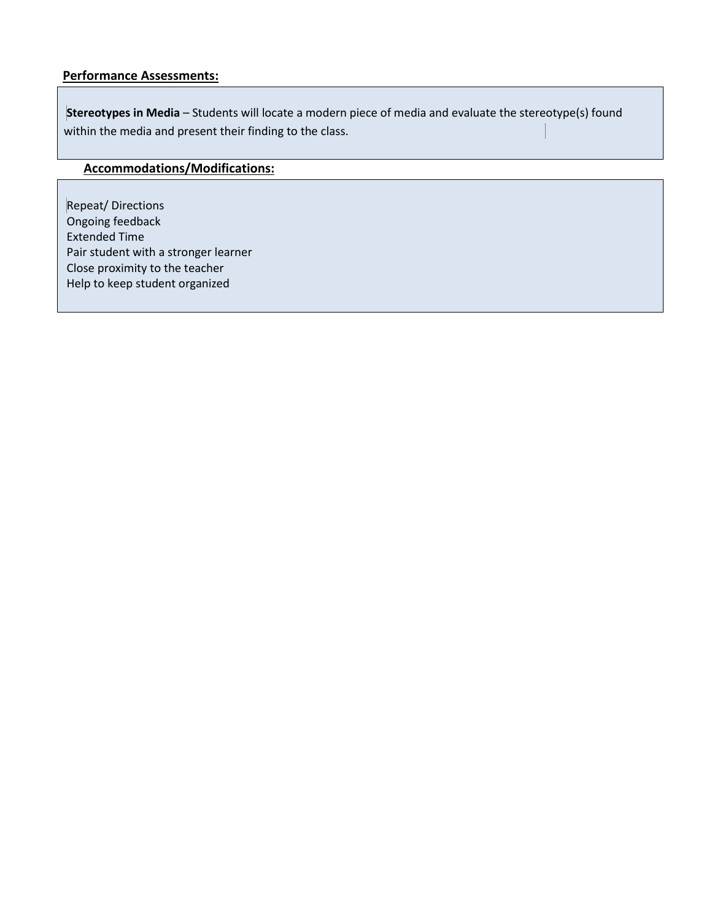**Performance Assessments:**

**Stereotypes in Media** – Students will locate a modern piece of media and evaluate the stereotype(s) found within the media and present their finding to the class.

**Accommodations/Modifications:**

Repeat/ Directions
Ongoing feedback
Extended Time
Pair student with a stronger learner
Close proximity to the teacher
Help to keep student organized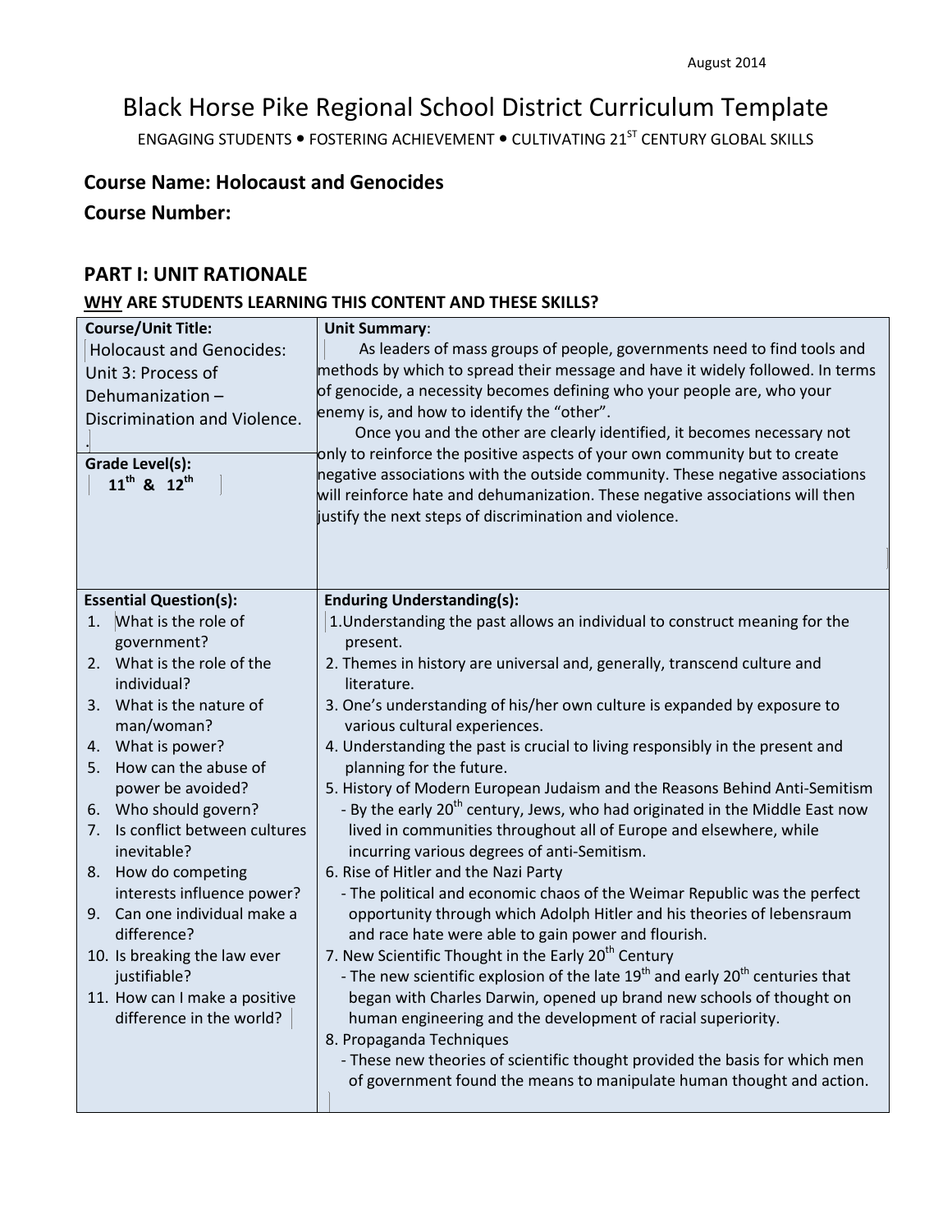August 2014

# Black Horse Pike Regional School District Curriculum Template

ENGAGING STUDENTS • FOSTERING ACHIEVEMENT • CULTIVATING 21ST CENTURY GLOBAL SKILLS

## Course Name: Holocaust and Genocides

## Course Number:

## PART I: UNIT RATIONALE

### WHY ARE STUDENTS LEARNING THIS CONTENT AND THESE SKILLS?

| **Course/Unit Title:** | **Unit Summary**: |
|---|---|
| Holocaust and Genocides: Unit 3: Process of Dehumanization – Discrimination and Violence.<br><br>**Grade Level(s):**<br>**11th & 12th** | As leaders of mass groups of people, governments need to find tools and methods by which to spread their message and have it widely followed. In terms of genocide, a necessity becomes defining who your people are, who your enemy is, and how to identify the "other".<br>Once you and the other are clearly identified, it becomes necessary not only to reinforce the positive aspects of your own community but to create negative associations with the outside community. These negative associations will reinforce hate and dehumanization. These negative associations will then justify the next steps of discrimination and violence. |
| **Essential Question(s):**<br>1. What is the role of government?<br>2. What is the role of the individual?<br>3. What is the nature of man/woman?<br>4. What is power?<br>5. How can the abuse of power be avoided?<br>6. Who should govern?<br>7. Is conflict between cultures inevitable?<br>8. How do competing interests influence power?<br>9. Can one individual make a difference?<br>10. Is breaking the law ever justifiable?<br>11. How can I make a positive difference in the world? | **Enduring Understanding(s):**<br>1. Understanding the past allows an individual to construct meaning for the present.<br>2. Themes in history are universal and, generally, transcend culture and literature.<br>3. One's understanding of his/her own culture is expanded by exposure to various cultural experiences.<br>4. Understanding the past is crucial to living responsibly in the present and planning for the future.<br>5. History of Modern European Judaism and the Reasons Behind Anti-Semitism<br>- By the early 20th century, Jews, who had originated in the Middle East now lived in communities throughout all of Europe and elsewhere, while incurring various degrees of anti-Semitism.<br>6. Rise of Hitler and the Nazi Party<br>- The political and economic chaos of the Weimar Republic was the perfect opportunity through which Adolph Hitler and his theories of lebensraum and race hate were able to gain power and flourish.<br>7. New Scientific Thought in the Early 20th Century<br>- The new scientific explosion of the late 19th and early 20th centuries that began with Charles Darwin, opened up brand new schools of thought on human engineering and the development of racial superiority.<br>8. Propaganda Techniques<br>- These new theories of scientific thought provided the basis for which men of government found the means to manipulate human thought and action. |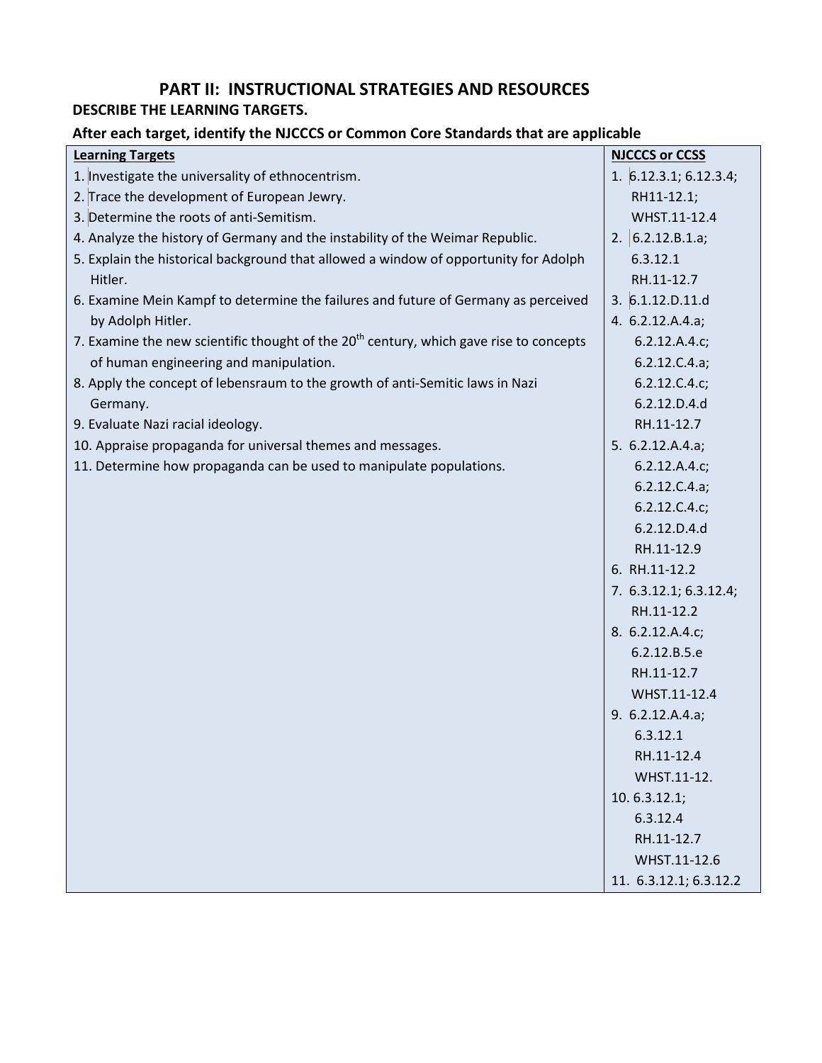## PART II: INSTRUCTIONAL STRATEGIES AND RESOURCES

**DESCRIBE THE LEARNING TARGETS.**

**After each target, identify the NJCCCS or Common Core Standards that are applicable**

| Learning Targets | NJCCCS or CCSS |
|---|---|
| 1. Investigate the universality of ethnocentrism. | 1. 6.12.3.1; 6.12.3.4; RH11-12.1; WHST.11-12.4 |
| 2. Trace the development of European Jewry. | 2. 6.2.12.B.1.a; 6.3.12.1 RH.11-12.7 |
| 3. Determine the roots of anti-Semitism. | 3. 6.1.12.D.11.d |
| 4. Analyze the history of Germany and the instability of the Weimar Republic. | 4. 6.2.12.A.4.a; 6.2.12.A.4.c; 6.2.12.C.4.a; 6.2.12.C.4.c; 6.2.12.D.4.d RH.11-12.7 |
| 5. Explain the historical background that allowed a window of opportunity for Adolph Hitler. | 5. 6.2.12.A.4.a; 6.2.12.A.4.c; 6.2.12.C.4.a; 6.2.12.C.4.c; 6.2.12.D.4.d RH.11-12.9 |
| 6. Examine Mein Kampf to determine the failures and future of Germany as perceived by Adolph Hitler. | 6. RH.11-12.2 |
| 7. Examine the new scientific thought of the 20th century, which gave rise to concepts of human engineering and manipulation. | 7. 6.3.12.1; 6.3.12.4; RH.11-12.2 |
| 8. Apply the concept of lebensraum to the growth of anti-Semitic laws in Nazi Germany. | 8. 6.2.12.A.4.c; 6.2.12.B.5.e RH.11-12.7 WHST.11-12.4 |
| 9. Evaluate Nazi racial ideology. | 9. 6.2.12.A.4.a; 6.3.12.1 RH.11-12.4 WHST.11-12. |
| 10. Appraise propaganda for universal themes and messages. | 10. 6.3.12.1; 6.3.12.4 RH.11-12.7 WHST.11-12.6 |
| 11. Determine how propaganda can be used to manipulate populations. | 11. 6.3.12.1; 6.3.12.2 |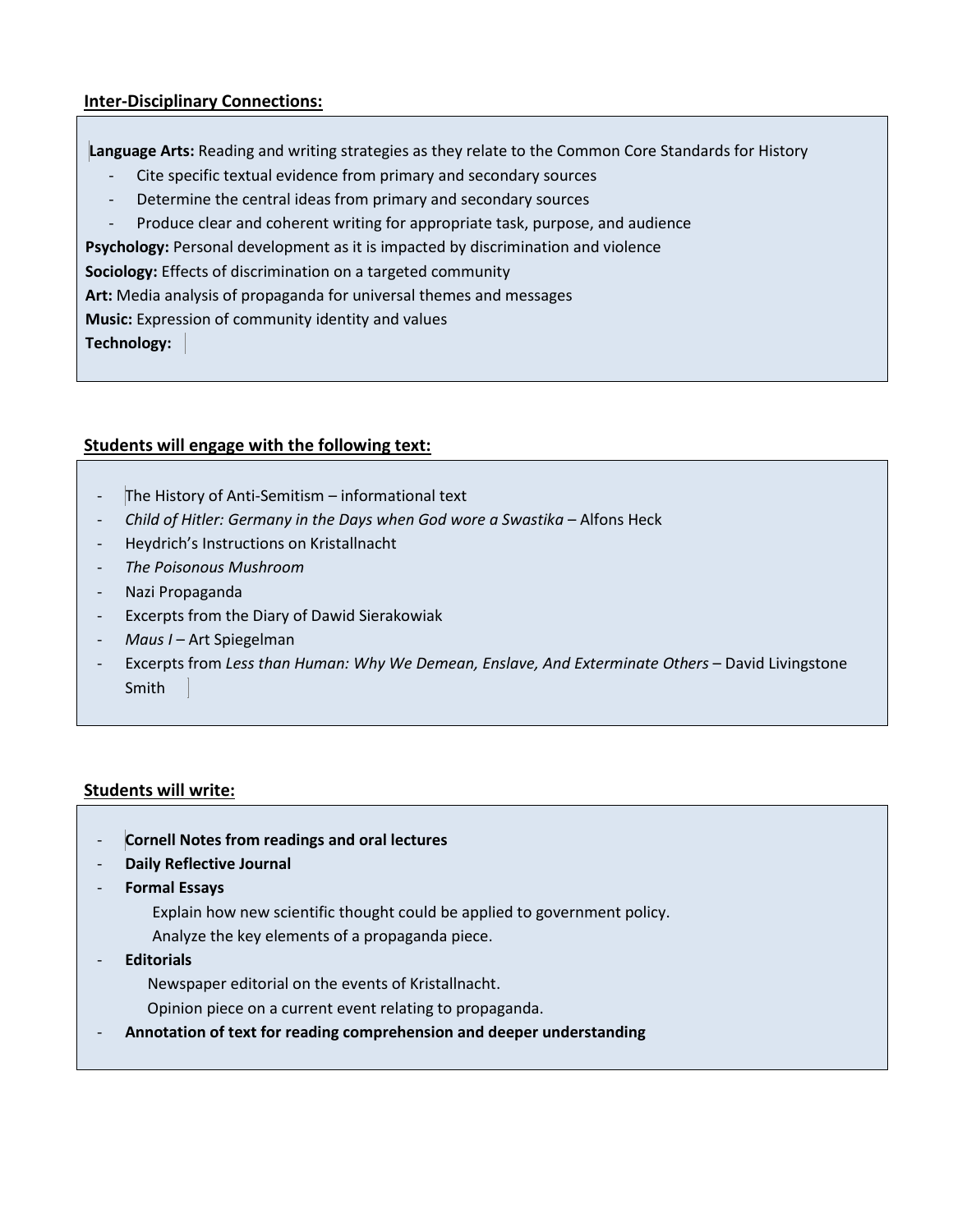**Inter-Disciplinary Connections:**

**Language Arts:** Reading and writing strategies as they relate to the Common Core Standards for History

- Cite specific textual evidence from primary and secondary sources
- Determine the central ideas from primary and secondary sources
- Produce clear and coherent writing for appropriate task, purpose, and audience

**Psychology:** Personal development as it is impacted by discrimination and violence

**Sociology:** Effects of discrimination on a targeted community

**Art:** Media analysis of propaganda for universal themes and messages

**Music:** Expression of community identity and values

**Technology:**

**Students will engage with the following text:**

- The History of Anti-Semitism – informational text
- *Child of Hitler: Germany in the Days when God wore a Swastika* – Alfons Heck
- Heydrich's Instructions on Kristallnacht
- *The Poisonous Mushroom*
- Nazi Propaganda
- Excerpts from the Diary of Dawid Sierakowiak
- *Maus I* – Art Spiegelman
- Excerpts from *Less than Human: Why We Demean, Enslave, And Exterminate Others* – David Livingstone Smith

**Students will write:**

- **Cornell Notes from readings and oral lectures**
- **Daily Reflective Journal**
- **Formal Essays**
  - Explain how new scientific thought could be applied to government policy.
  - Analyze the key elements of a propaganda piece.
- **Editorials**
  - Newspaper editorial on the events of Kristallnacht.
  - Opinion piece on a current event relating to propaganda.
- **Annotation of text for reading comprehension and deeper understanding**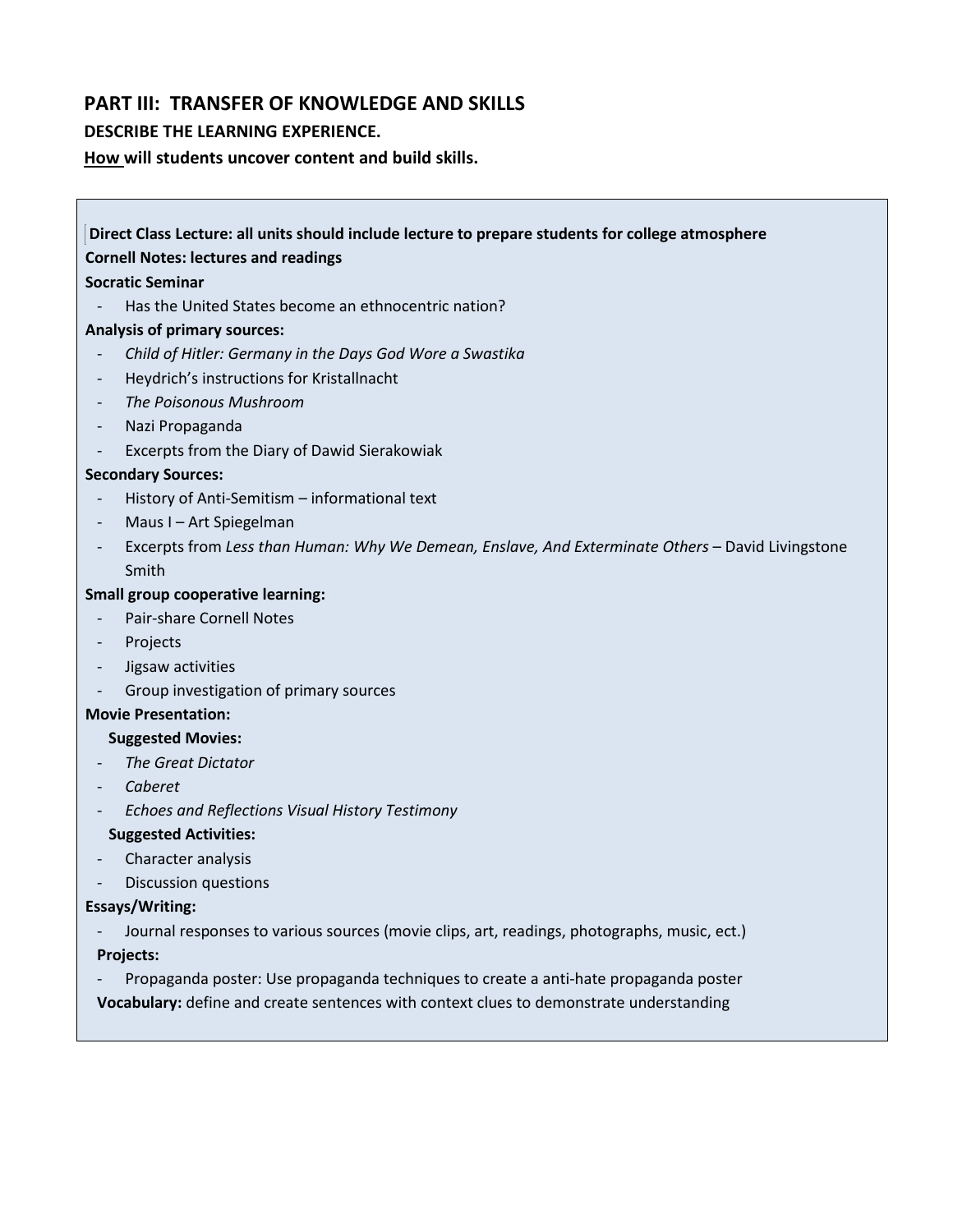## PART III: TRANSFER OF KNOWLEDGE AND SKILLS

**DESCRIBE THE LEARNING EXPERIENCE.**

**How will students uncover content and build skills.**

**Direct Class Lecture: all units should include lecture to prepare students for college atmosphere**

**Cornell Notes: lectures and readings**

**Socratic Seminar**

- Has the United States become an ethnocentric nation?

**Analysis of primary sources:**

- *Child of Hitler: Germany in the Days God Wore a Swastika*
- Heydrich's instructions for Kristallnacht
- *The Poisonous Mushroom*
- Nazi Propaganda
- Excerpts from the Diary of Dawid Sierakowiak

**Secondary Sources:**

- History of Anti-Semitism – informational text
- Maus I – Art Spiegelman
- Excerpts from *Less than Human: Why We Demean, Enslave, And Exterminate Others* – David Livingstone Smith

**Small group cooperative learning:**

- Pair-share Cornell Notes
- Projects
- Jigsaw activities
- Group investigation of primary sources

**Movie Presentation:**

**Suggested Movies:**

- *The Great Dictator*
- *Caberet*
- *Echoes and Reflections Visual History Testimony*

**Suggested Activities:**

- Character analysis
- Discussion questions

**Essays/Writing:**

- Journal responses to various sources (movie clips, art, readings, photographs, music, ect.)

**Projects:**

- Propaganda poster: Use propaganda techniques to create a anti-hate propaganda poster

**Vocabulary:** define and create sentences with context clues to demonstrate understanding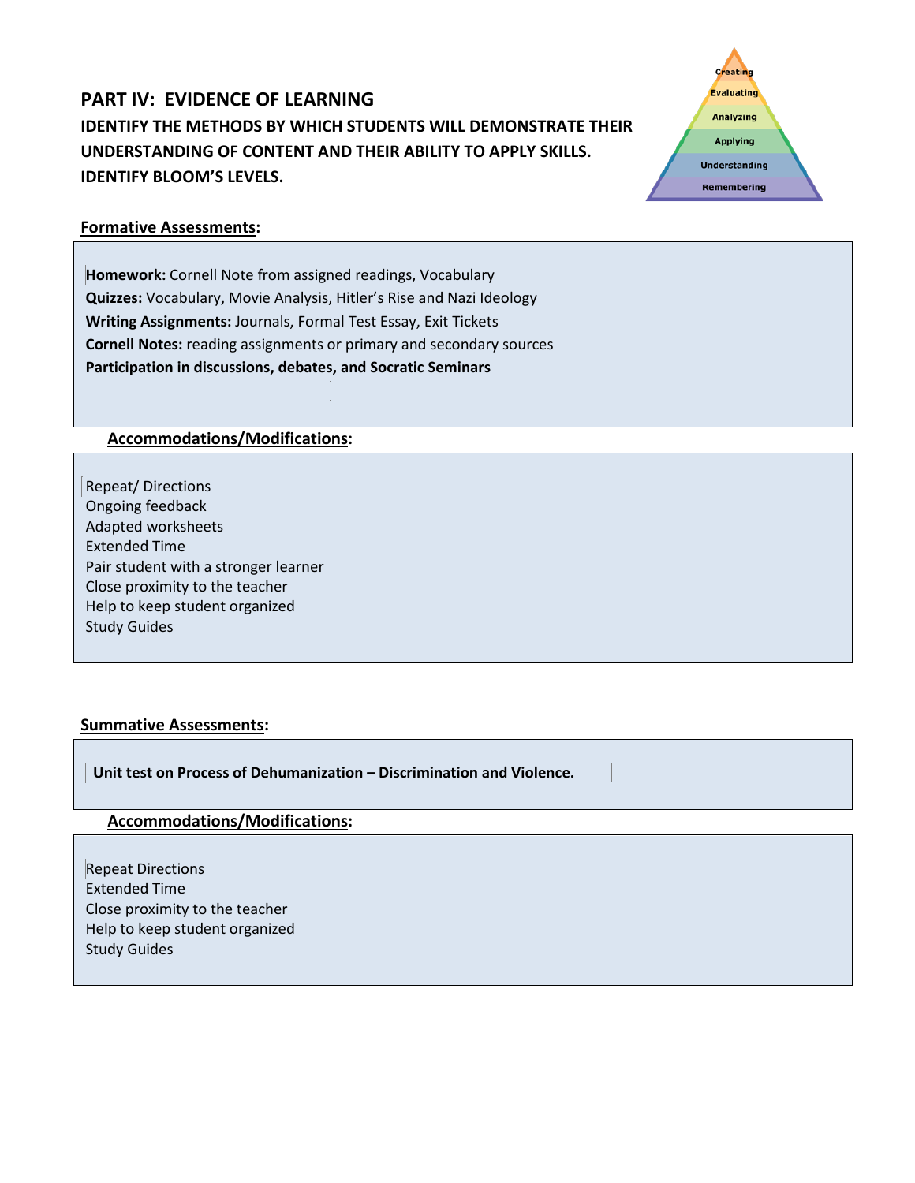## PART IV: EVIDENCE OF LEARNING

**IDENTIFY THE METHODS BY WHICH STUDENTS WILL DEMONSTRATE THEIR UNDERSTANDING OF CONTENT AND THEIR ABILITY TO APPLY SKILLS. IDENTIFY BLOOM'S LEVELS.**

Creating
Evaluating
Analyzing
Applying
Understanding
Remembering

**Formative Assessments:**

**Homework:** Cornell Note from assigned readings, Vocabulary
**Quizzes:** Vocabulary, Movie Analysis, Hitler's Rise and Nazi Ideology
**Writing Assignments:** Journals, Formal Test Essay, Exit Tickets
**Cornell Notes:** reading assignments or primary and secondary sources
**Participation in discussions, debates, and Socratic Seminars**

**Accommodations/Modifications:**

Repeat/ Directions
Ongoing feedback
Adapted worksheets
Extended Time
Pair student with a stronger learner
Close proximity to the teacher
Help to keep student organized
Study Guides

**Summative Assessments:**

**Unit test on Process of Dehumanization – Discrimination and Violence.**

**Accommodations/Modifications:**

Repeat Directions
Extended Time
Close proximity to the teacher
Help to keep student organized
Study Guides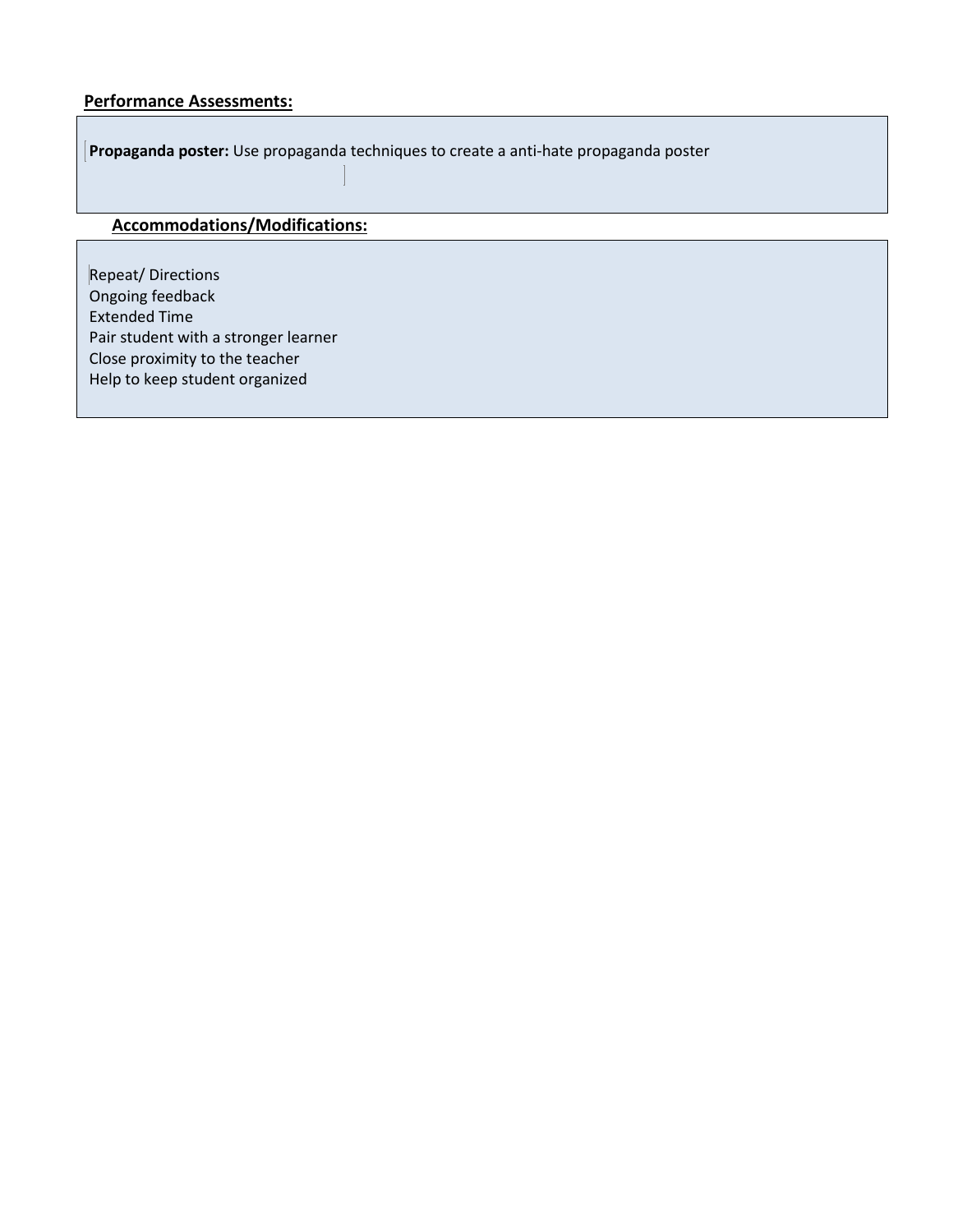**Performance Assessments:**

**Propaganda poster:** Use propaganda techniques to create a anti-hate propaganda poster

**Accommodations/Modifications:**

Repeat/ Directions
Ongoing feedback
Extended Time
Pair student with a stronger learner
Close proximity to the teacher
Help to keep student organized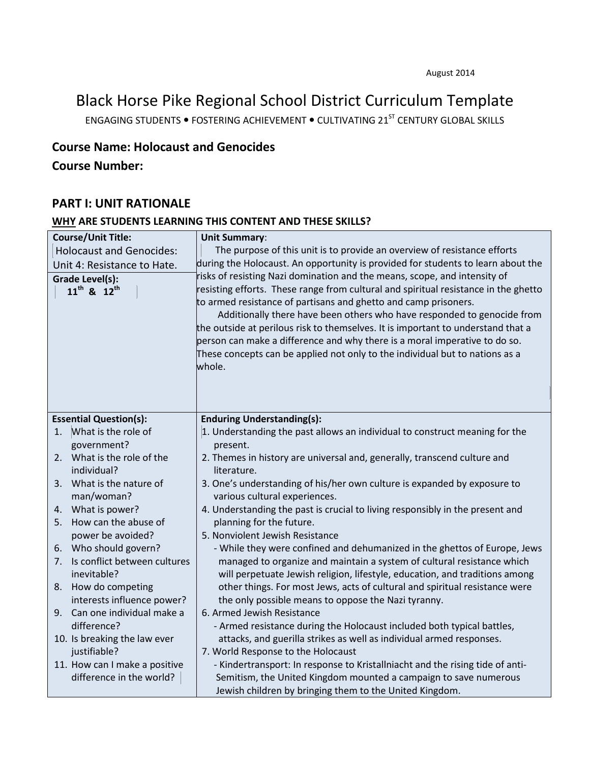August 2014

# Black Horse Pike Regional School District Curriculum Template

ENGAGING STUDENTS • FOSTERING ACHIEVEMENT • CULTIVATING 21ST CENTURY GLOBAL SKILLS

## Course Name: Holocaust and Genocides

## Course Number:

## PART I: UNIT RATIONALE

### WHY ARE STUDENTS LEARNING THIS CONTENT AND THESE SKILLS?

| Course/Unit Title: | Unit Summary: |
|---|---|
| Holocaust and Genocides: Unit 4: Resistance to Hate.<br><br>**Grade Level(s):**<br>11th & 12th | The purpose of this unit is to provide an overview of resistance efforts during the Holocaust. An opportunity is provided for students to learn about the risks of resisting Nazi domination and the means, scope, and intensity of resisting efforts. These range from cultural and spiritual resistance in the ghetto to armed resistance of partisans and ghetto and camp prisoners.<br>Additionally there have been others who have responded to genocide from the outside at perilous risk to themselves. It is important to understand that a person can make a difference and why there is a moral imperative to do so. These concepts can be applied not only to the individual but to nations as a whole. |
| **Essential Question(s):**<br>1. What is the role of government?<br>2. What is the role of the individual?<br>3. What is the nature of man/woman?<br>4. What is power?<br>5. How can the abuse of power be avoided?<br>6. Who should govern?<br>7. Is conflict between cultures inevitable?<br>8. How do competing interests influence power?<br>9. Can one individual make a difference?<br>10. Is breaking the law ever justifiable?<br>11. How can I make a positive difference in the world? | **Enduring Understanding(s):**<br>1. Understanding the past allows an individual to construct meaning for the present.<br>2. Themes in history are universal and, generally, transcend culture and literature.<br>3. One's understanding of his/her own culture is expanded by exposure to various cultural experiences.<br>4. Understanding the past is crucial to living responsibly in the present and planning for the future.<br>5. Nonviolent Jewish Resistance<br>- While they were confined and dehumanized in the ghettos of Europe, Jews managed to organize and maintain a system of cultural resistance which will perpetuate Jewish religion, lifestyle, education, and traditions among other things. For most Jews, acts of cultural and spiritual resistance were the only possible means to oppose the Nazi tyranny.<br>6. Armed Jewish Resistance<br>- Armed resistance during the Holocaust included both typical battles, attacks, and guerilla strikes as well as individual armed responses.<br>7. World Response to the Holocaust<br>- Kindertransport: In response to Kristallniacht and the rising tide of anti-Semitism, the United Kingdom mounted a campaign to save numerous Jewish children by bringing them to the United Kingdom. |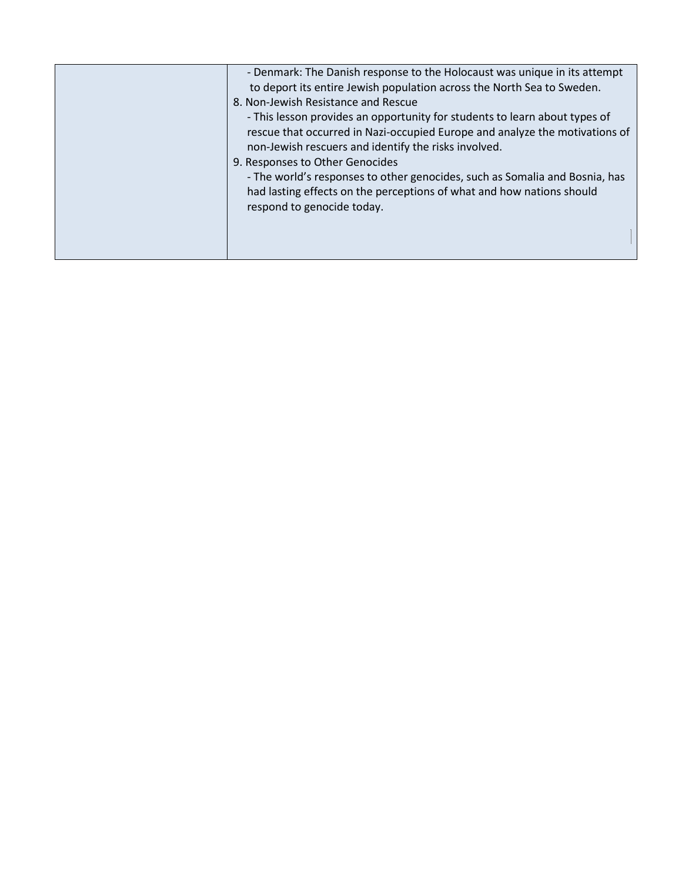| | |
|---|---|
| | - Denmark: The Danish response to the Holocaust was unique in its attempt to deport its entire Jewish population across the North Sea to Sweden.<br>8. Non-Jewish Resistance and Rescue<br>- This lesson provides an opportunity for students to learn about types of rescue that occurred in Nazi-occupied Europe and analyze the motivations of non-Jewish rescuers and identify the risks involved.<br>9. Responses to Other Genocides<br>- The world's responses to other genocides, such as Somalia and Bosnia, has had lasting effects on the perceptions of what and how nations should respond to genocide today. |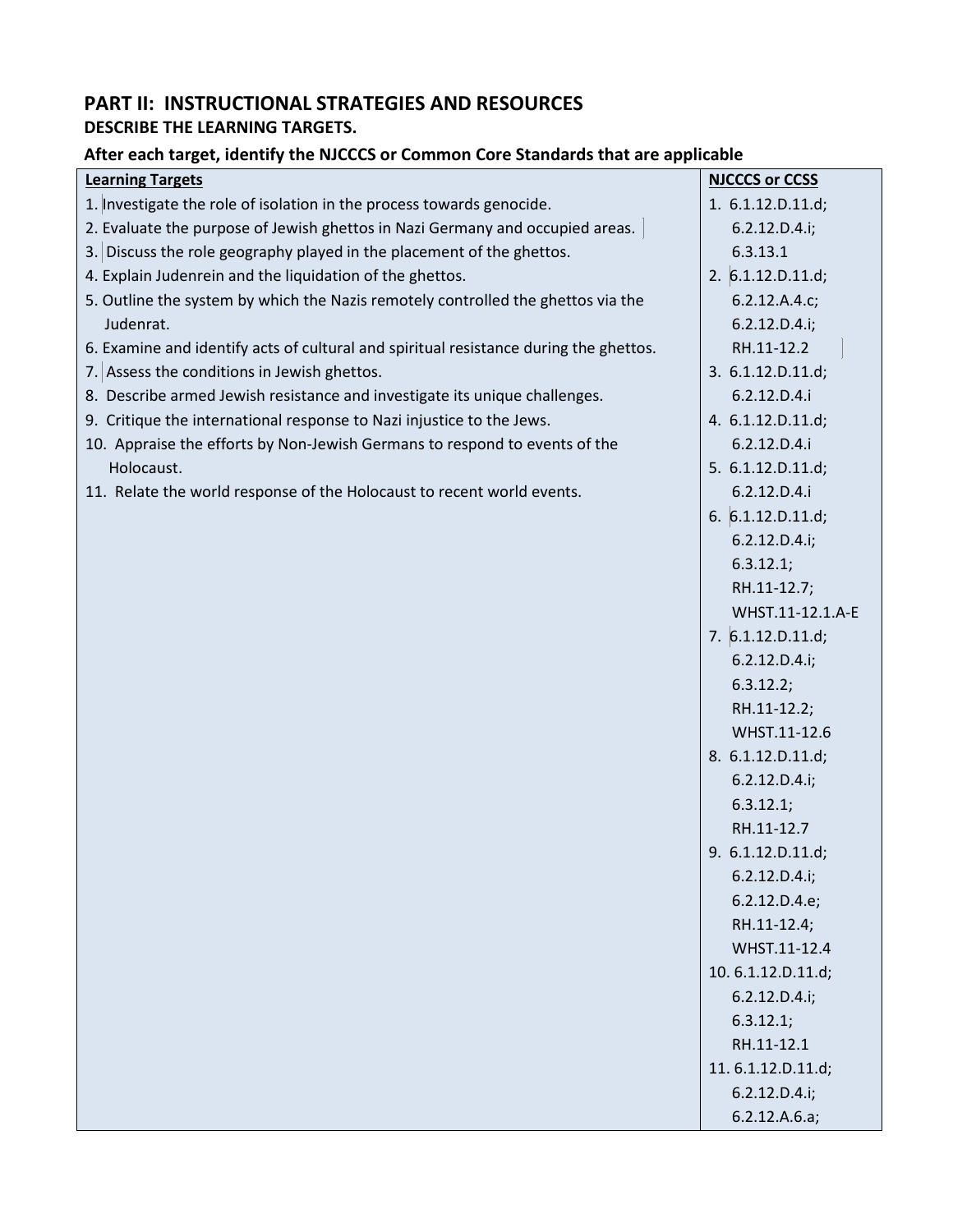## PART II: INSTRUCTIONAL STRATEGIES AND RESOURCES

**DESCRIBE THE LEARNING TARGETS.**

**After each target, identify the NJCCCS or Common Core Standards that are applicable**

| Learning Targets | NJCCCS or CCSS |
|---|---|
| 1. Investigate the role of isolation in the process towards genocide. | 1. 6.1.12.D.11.d; 6.2.12.D.4.i; 6.3.13.1 |
| 2. Evaluate the purpose of Jewish ghettos in Nazi Germany and occupied areas. | 2. 6.1.12.D.11.d; 6.2.12.A.4.c; 6.2.12.D.4.i; RH.11-12.2 |
| 3. Discuss the role geography played in the placement of the ghettos. | 3. 6.1.12.D.11.d; 6.2.12.D.4.i |
| 4. Explain Judenrein and the liquidation of the ghettos. | 4. 6.1.12.D.11.d; 6.2.12.D.4.i |
| 5. Outline the system by which the Nazis remotely controlled the ghettos via the Judenrat. | 5. 6.1.12.D.11.d; 6.2.12.D.4.i |
| 6. Examine and identify acts of cultural and spiritual resistance during the ghettos. | 6. 6.1.12.D.11.d; 6.2.12.D.4.i; 6.3.12.1; RH.11-12.7; WHST.11-12.1.A-E |
| 7. Assess the conditions in Jewish ghettos. | 7. 6.1.12.D.11.d; 6.2.12.D.4.i; 6.3.12.2; RH.11-12.2; WHST.11-12.6 |
| 8. Describe armed Jewish resistance and investigate its unique challenges. | 8. 6.1.12.D.11.d; 6.2.12.D.4.i; 6.3.12.1; RH.11-12.7 |
| 9. Critique the international response to Nazi injustice to the Jews. | 9. 6.1.12.D.11.d; 6.2.12.D.4.i; 6.2.12.D.4.e; RH.11-12.4; WHST.11-12.4 |
| 10. Appraise the efforts by Non-Jewish Germans to respond to events of the Holocaust. | 10. 6.1.12.D.11.d; 6.2.12.D.4.i; 6.3.12.1; RH.11-12.1 |
| 11. Relate the world response of the Holocaust to recent world events. | 11. 6.1.12.D.11.d; 6.2.12.D.4.i; 6.2.12.A.6.a; |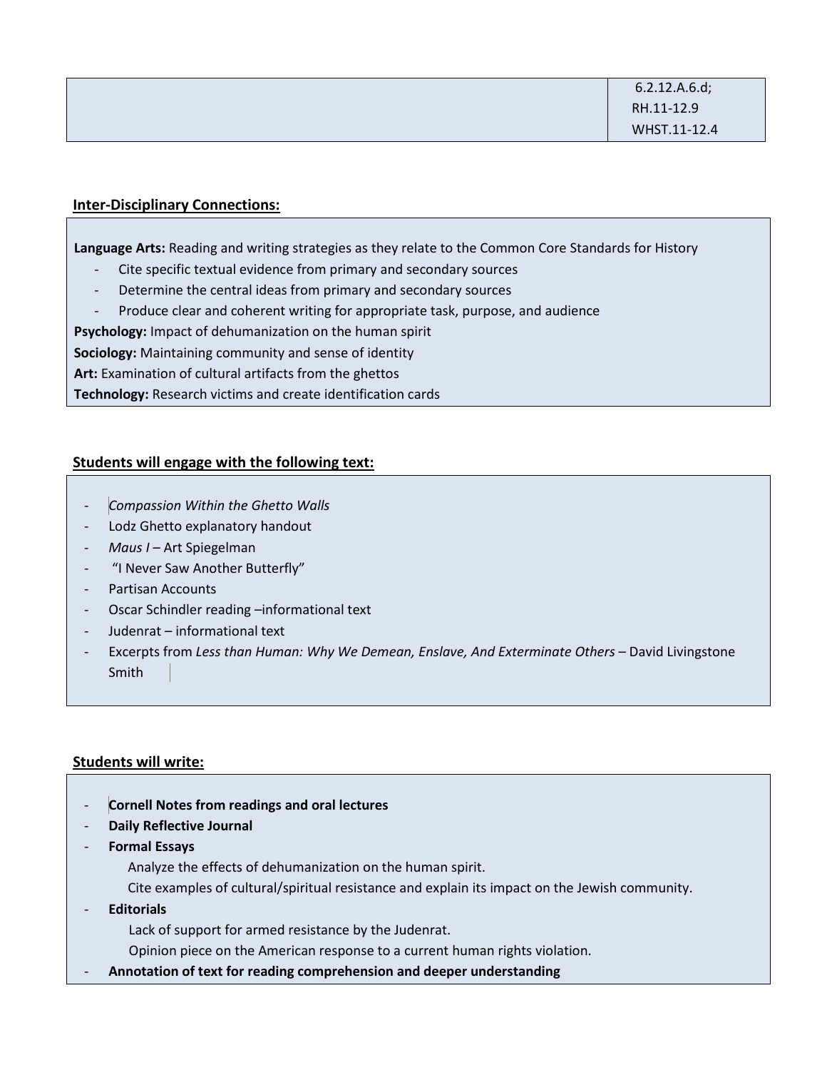| | 6.2.12.A.6.d;<br>RH.11-12.9<br>WHST.11-12.4 |
|---|---|

**Inter-Disciplinary Connections:**

**Language Arts:** Reading and writing strategies as they relate to the Common Core Standards for History

- Cite specific textual evidence from primary and secondary sources
- Determine the central ideas from primary and secondary sources
- Produce clear and coherent writing for appropriate task, purpose, and audience

**Psychology:** Impact of dehumanization on the human spirit

**Sociology:** Maintaining community and sense of identity

**Art:** Examination of cultural artifacts from the ghettos

**Technology:** Research victims and create identification cards

**Students will engage with the following text:**

- *Compassion Within the Ghetto Walls*
- Lodz Ghetto explanatory handout
- *Maus I* – Art Spiegelman
- "I Never Saw Another Butterfly"
- Partisan Accounts
- Oscar Schindler reading –informational text
- Judenrat – informational text
- Excerpts from *Less than Human: Why We Demean, Enslave, And Exterminate Others* – David Livingstone Smith

**Students will write:**

- **Cornell Notes from readings and oral lectures**
- **Daily Reflective Journal**
- **Formal Essays**
  - Analyze the effects of dehumanization on the human spirit.
  - Cite examples of cultural/spiritual resistance and explain its impact on the Jewish community.
- **Editorials**
  - Lack of support for armed resistance by the Judenrat.
  - Opinion piece on the American response to a current human rights violation.
- **Annotation of text for reading comprehension and deeper understanding**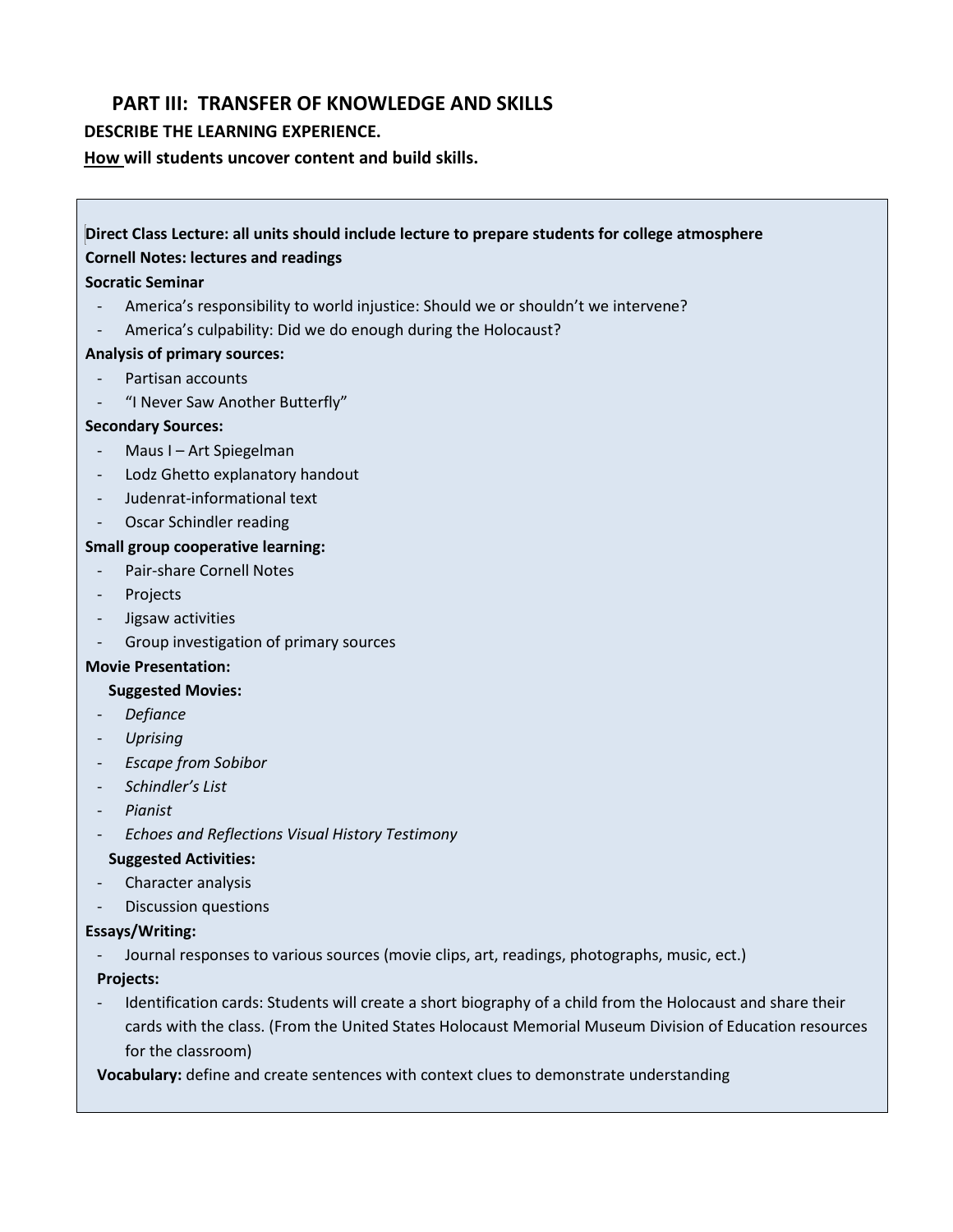## PART III: TRANSFER OF KNOWLEDGE AND SKILLS

**DESCRIBE THE LEARNING EXPERIENCE.**

**How will students uncover content and build skills.**

**Direct Class Lecture: all units should include lecture to prepare students for college atmosphere**

**Cornell Notes: lectures and readings**

**Socratic Seminar**

- America's responsibility to world injustice: Should we or shouldn't we intervene?
- America's culpability: Did we do enough during the Holocaust?

**Analysis of primary sources:**

- Partisan accounts
- "I Never Saw Another Butterfly"

**Secondary Sources:**

- Maus I – Art Spiegelman
- Lodz Ghetto explanatory handout
- Judenrat-informational text
- Oscar Schindler reading

**Small group cooperative learning:**

- Pair-share Cornell Notes
- Projects
- Jigsaw activities
- Group investigation of primary sources

**Movie Presentation:**

**Suggested Movies:**

- *Defiance*
- *Uprising*
- *Escape from Sobibor*
- *Schindler's List*
- *Pianist*
- *Echoes and Reflections Visual History Testimony*

**Suggested Activities:**

- Character analysis
- Discussion questions

**Essays/Writing:**

- Journal responses to various sources (movie clips, art, readings, photographs, music, ect.)

**Projects:**

- Identification cards: Students will create a short biography of a child from the Holocaust and share their cards with the class. (From the United States Holocaust Memorial Museum Division of Education resources for the classroom)

**Vocabulary:** define and create sentences with context clues to demonstrate understanding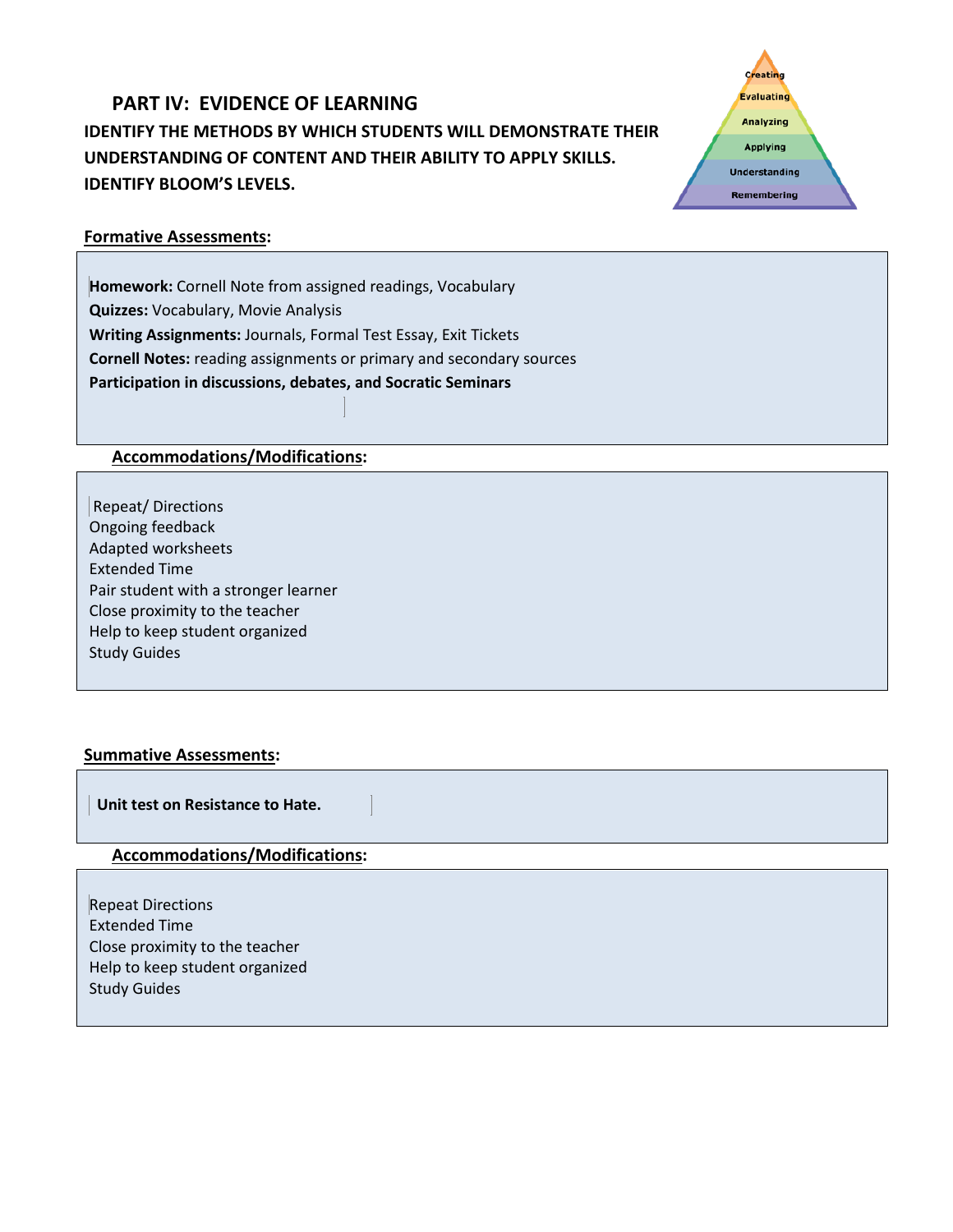## PART IV: EVIDENCE OF LEARNING

**IDENTIFY THE METHODS BY WHICH STUDENTS WILL DEMONSTRATE THEIR UNDERSTANDING OF CONTENT AND THEIR ABILITY TO APPLY SKILLS. IDENTIFY BLOOM'S LEVELS.**

Creating
Evaluating
Analyzing
Applying
Understanding
Remembering

**Formative Assessments:**

**Homework:** Cornell Note from assigned readings, Vocabulary
**Quizzes:** Vocabulary, Movie Analysis
**Writing Assignments:** Journals, Formal Test Essay, Exit Tickets
**Cornell Notes:** reading assignments or primary and secondary sources
**Participation in discussions, debates, and Socratic Seminars**

**Accommodations/Modifications:**

Repeat/ Directions
Ongoing feedback
Adapted worksheets
Extended Time
Pair student with a stronger learner
Close proximity to the teacher
Help to keep student organized
Study Guides

**Summative Assessments:**

**Unit test on Resistance to Hate.**

**Accommodations/Modifications:**

Repeat Directions
Extended Time
Close proximity to the teacher
Help to keep student organized
Study Guides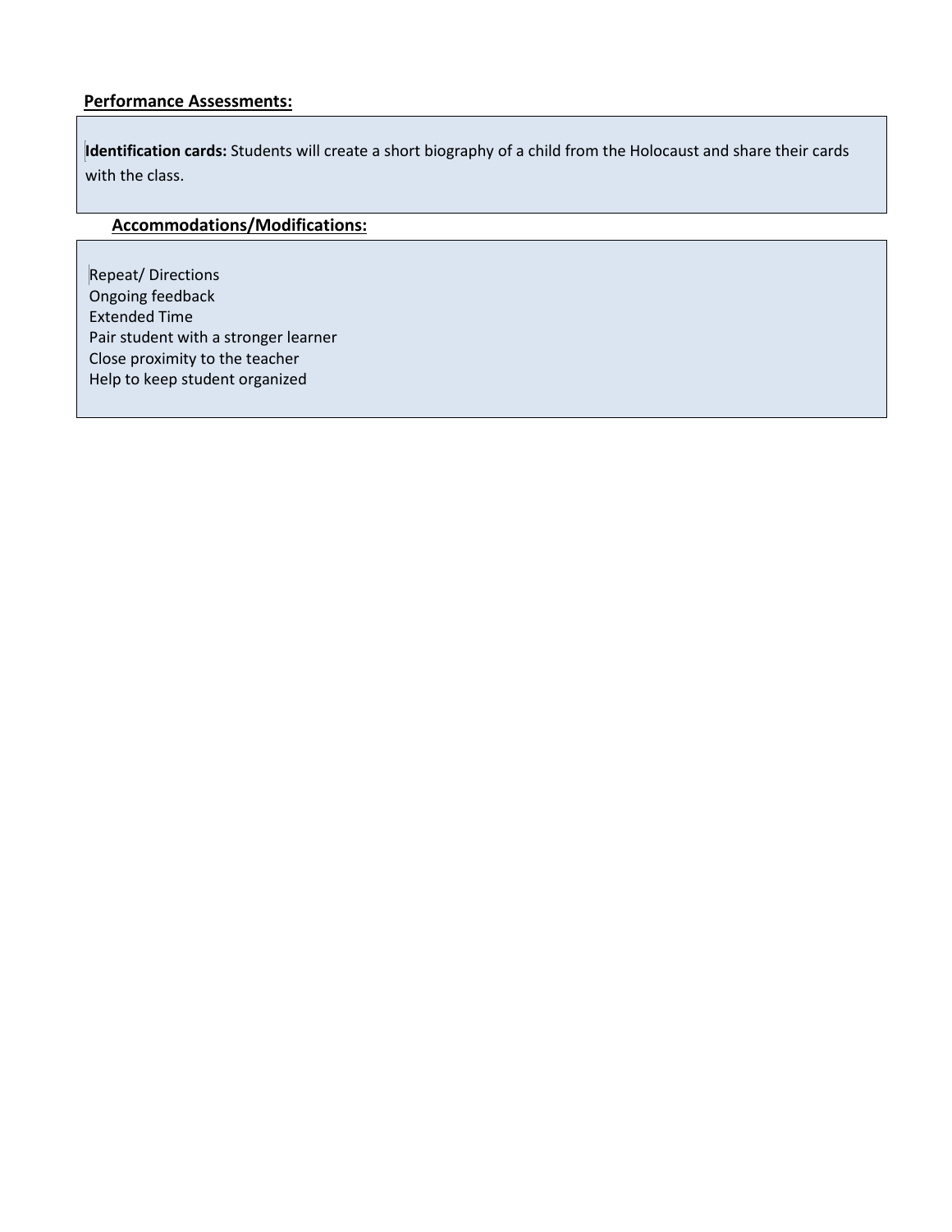**Performance Assessments:**

**Identification cards:** Students will create a short biography of a child from the Holocaust and share their cards with the class.

**Accommodations/Modifications:**

Repeat/ Directions
Ongoing feedback
Extended Time
Pair student with a stronger learner
Close proximity to the teacher
Help to keep student organized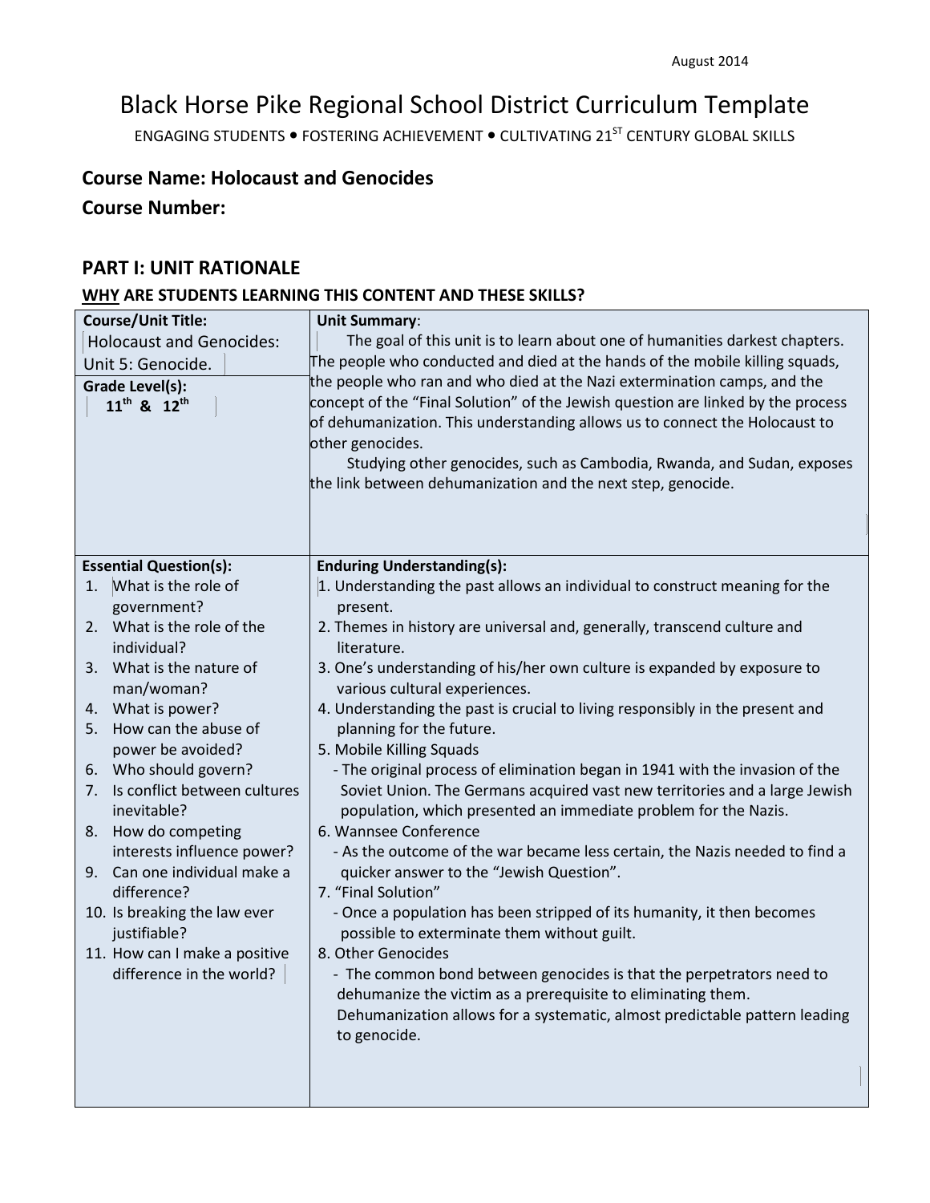August 2014

# Black Horse Pike Regional School District Curriculum Template

ENGAGING STUDENTS • FOSTERING ACHIEVEMENT • CULTIVATING 21ST CENTURY GLOBAL SKILLS

## Course Name: Holocaust and Genocides

## Course Number:

## PART I: UNIT RATIONALE

### WHY ARE STUDENTS LEARNING THIS CONTENT AND THESE SKILLS?

| **Course/Unit Title:**<br>Holocaust and Genocides: Unit 5: Genocide.<br><br>**Grade Level(s):**<br>**11th & 12th** | **Unit Summary**:<br>The goal of this unit is to learn about one of humanities darkest chapters. The people who conducted and died at the hands of the mobile killing squads, the people who ran and who died at the Nazi extermination camps, and the concept of the "Final Solution" of the Jewish question are linked by the process of dehumanization. This understanding allows us to connect the Holocaust to other genocides.<br>Studying other genocides, such as Cambodia, Rwanda, and Sudan, exposes the link between dehumanization and the next step, genocide. |
|---|---|
| **Essential Question(s):**<br>1. What is the role of government?<br>2. What is the role of the individual?<br>3. What is the nature of man/woman?<br>4. What is power?<br>5. How can the abuse of power be avoided?<br>6. Who should govern?<br>7. Is conflict between cultures inevitable?<br>8. How do competing interests influence power?<br>9. Can one individual make a difference?<br>10. Is breaking the law ever justifiable?<br>11. How can I make a positive difference in the world? | **Enduring Understanding(s):**<br>1. Understanding the past allows an individual to construct meaning for the present.<br>2. Themes in history are universal and, generally, transcend culture and literature.<br>3. One's understanding of his/her own culture is expanded by exposure to various cultural experiences.<br>4. Understanding the past is crucial to living responsibly in the present and planning for the future.<br>5. Mobile Killing Squads<br>- The original process of elimination began in 1941 with the invasion of the Soviet Union. The Germans acquired vast new territories and a large Jewish population, which presented an immediate problem for the Nazis.<br>6. Wannsee Conference<br>- As the outcome of the war became less certain, the Nazis needed to find a quicker answer to the "Jewish Question".<br>7. "Final Solution"<br>- Once a population has been stripped of its humanity, it then becomes possible to exterminate them without guilt.<br>8. Other Genocides<br>- The common bond between genocides is that the perpetrators need to dehumanize the victim as a prerequisite to eliminating them. Dehumanization allows for a systematic, almost predictable pattern leading to genocide. |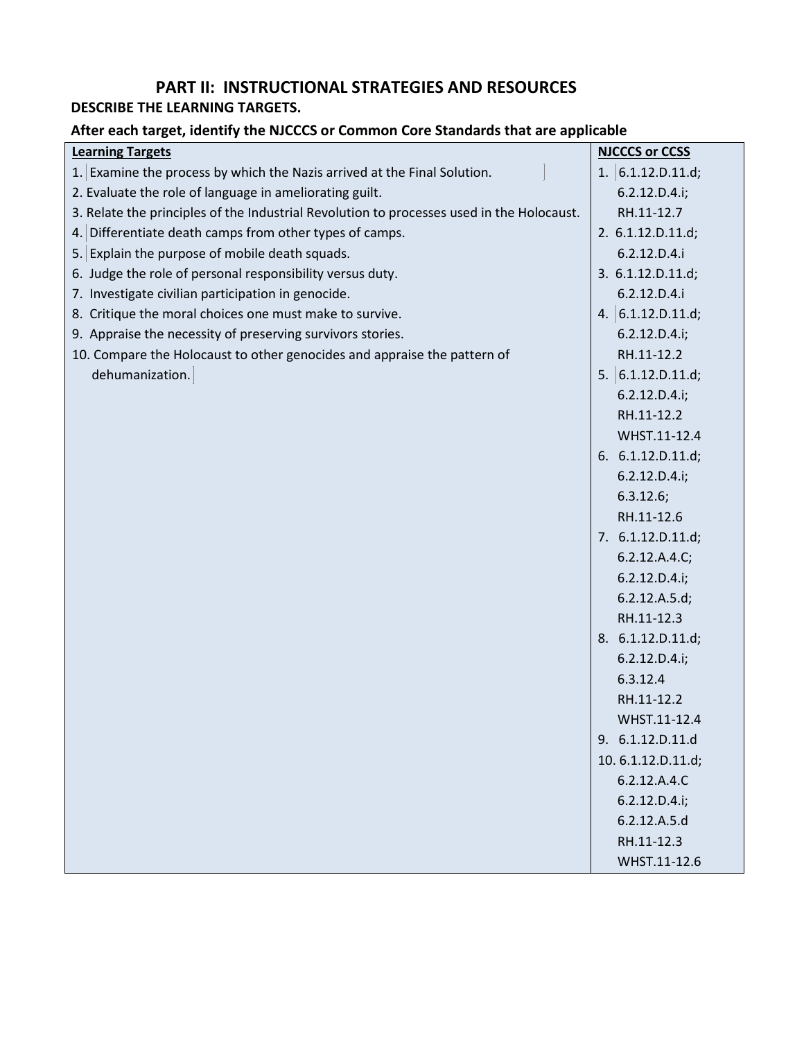## PART II: INSTRUCTIONAL STRATEGIES AND RESOURCES

**DESCRIBE THE LEARNING TARGETS.**

**After each target, identify the NJCCCS or Common Core Standards that are applicable**

| Learning Targets | NJCCCS or CCSS |
|---|---|
| 1. Examine the process by which the Nazis arrived at the Final Solution. | 1. 6.1.12.D.11.d; 6.2.12.D.4.i; RH.11-12.7 |
| 2. Evaluate the role of language in ameliorating guilt. | 2. 6.1.12.D.11.d; 6.2.12.D.4.i |
| 3. Relate the principles of the Industrial Revolution to processes used in the Holocaust. | 3. 6.1.12.D.11.d; 6.2.12.D.4.i |
| 4. Differentiate death camps from other types of camps. | 4. 6.1.12.D.11.d; 6.2.12.D.4.i; RH.11-12.2 |
| 5. Explain the purpose of mobile death squads. | 5. 6.1.12.D.11.d; 6.2.12.D.4.i; RH.11-12.2 WHST.11-12.4 |
| 6. Judge the role of personal responsibility versus duty. | 6. 6.1.12.D.11.d; 6.2.12.D.4.i; 6.3.12.6; RH.11-12.6 |
| 7. Investigate civilian participation in genocide. | 7. 6.1.12.D.11.d; 6.2.12.A.4.C; 6.2.12.D.4.i; 6.2.12.A.5.d; RH.11-12.3 |
| 8. Critique the moral choices one must make to survive. | 8. 6.1.12.D.11.d; 6.2.12.D.4.i; 6.3.12.4 RH.11-12.2 WHST.11-12.4 |
| 9. Appraise the necessity of preserving survivors stories. | 9. 6.1.12.D.11.d |
| 10. Compare the Holocaust to other genocides and appraise the pattern of dehumanization. | 10. 6.1.12.D.11.d; 6.2.12.A.4.C 6.2.12.D.4.i; 6.2.12.A.5.d RH.11-12.3 WHST.11-12.6 |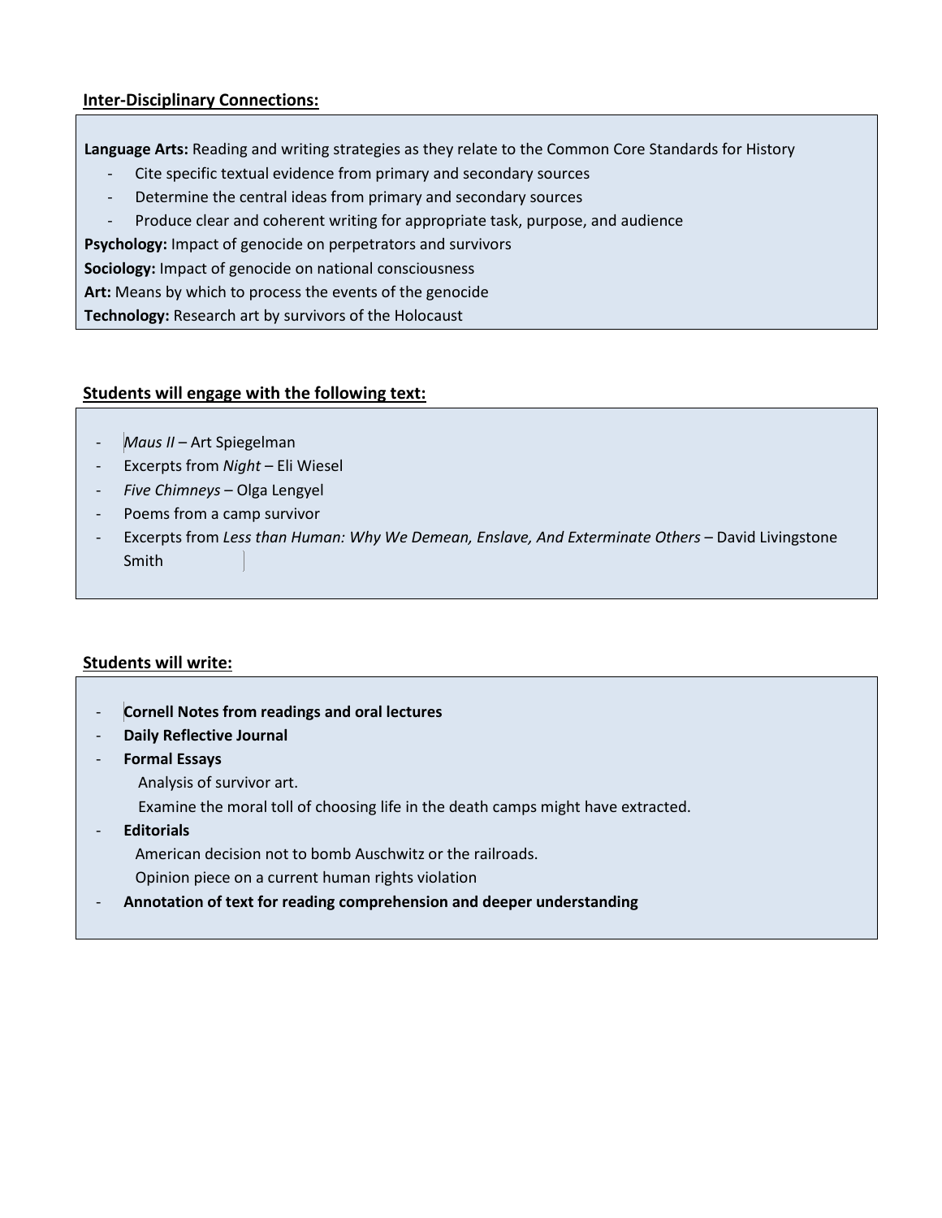**Inter-Disciplinary Connections:**

**Language Arts:** Reading and writing strategies as they relate to the Common Core Standards for History

- Cite specific textual evidence from primary and secondary sources
- Determine the central ideas from primary and secondary sources
- Produce clear and coherent writing for appropriate task, purpose, and audience

**Psychology:** Impact of genocide on perpetrators and survivors

**Sociology:** Impact of genocide on national consciousness

**Art:** Means by which to process the events of the genocide

**Technology:** Research art by survivors of the Holocaust

**Students will engage with the following text:**

- *Maus II* – Art Spiegelman
- Excerpts from *Night* – Eli Wiesel
- *Five Chimneys* – Olga Lengyel
- Poems from a camp survivor
- Excerpts from *Less than Human: Why We Demean, Enslave, And Exterminate Others* – David Livingstone Smith

**Students will write:**

- **Cornell Notes from readings and oral lectures**
- **Daily Reflective Journal**
- **Formal Essays**
  - Analysis of survivor art.
  - Examine the moral toll of choosing life in the death camps might have extracted.
- **Editorials**
  - American decision not to bomb Auschwitz or the railroads.
  - Opinion piece on a current human rights violation
- **Annotation of text for reading comprehension and deeper understanding**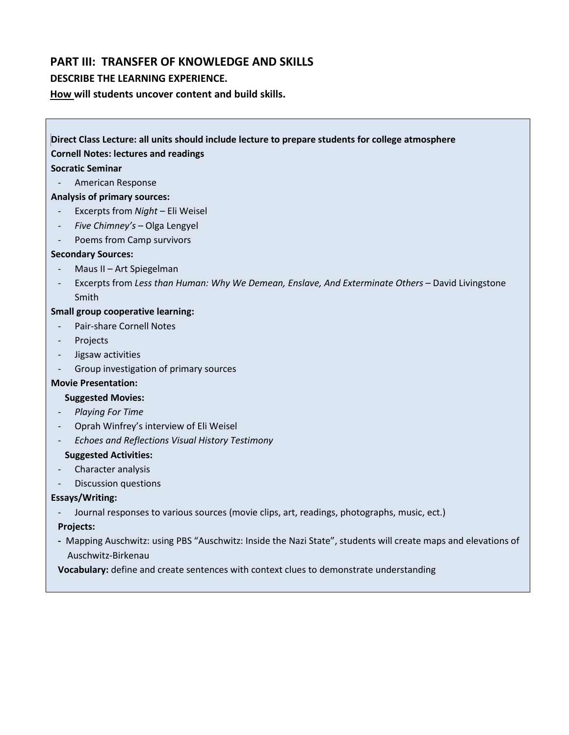## PART III: TRANSFER OF KNOWLEDGE AND SKILLS

**DESCRIBE THE LEARNING EXPERIENCE.**

**How will students uncover content and build skills.**

**Direct Class Lecture: all units should include lecture to prepare students for college atmosphere**

**Cornell Notes: lectures and readings**

**Socratic Seminar**

- American Response

**Analysis of primary sources:**

- Excerpts from *Night* – Eli Weisel
- *Five Chimney's* – Olga Lengyel
- Poems from Camp survivors

**Secondary Sources:**

- Maus II – Art Spiegelman
- Excerpts from *Less than Human: Why We Demean, Enslave, And Exterminate Others* – David Livingstone Smith

**Small group cooperative learning:**

- Pair-share Cornell Notes
- Projects
- Jigsaw activities
- Group investigation of primary sources

**Movie Presentation:**

**Suggested Movies:**

- *Playing For Time*
- Oprah Winfrey's interview of Eli Weisel
- *Echoes and Reflections Visual History Testimony*

**Suggested Activities:**

- Character analysis
- Discussion questions

**Essays/Writing:**

- Journal responses to various sources (movie clips, art, readings, photographs, music, ect.)

**Projects:**

- Mapping Auschwitz: using PBS "Auschwitz: Inside the Nazi State", students will create maps and elevations of Auschwitz-Birkenau

**Vocabulary:** define and create sentences with context clues to demonstrate understanding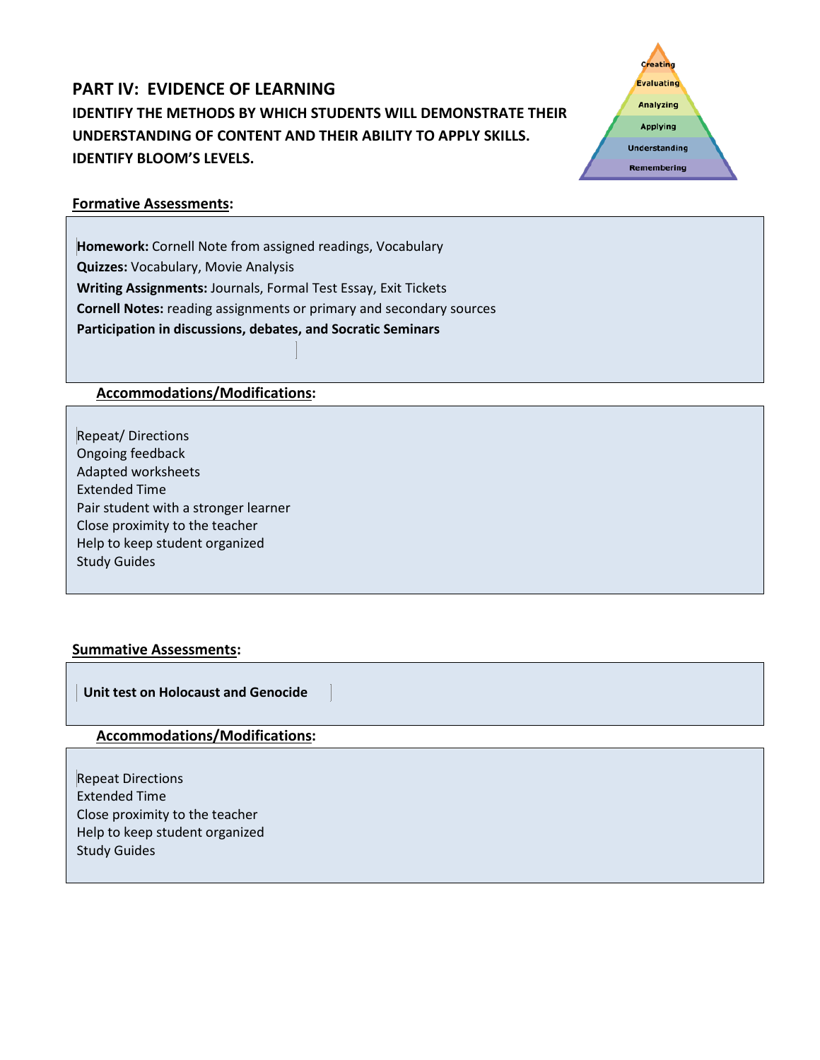## PART IV: EVIDENCE OF LEARNING

**IDENTIFY THE METHODS BY WHICH STUDENTS WILL DEMONSTRATE THEIR UNDERSTANDING OF CONTENT AND THEIR ABILITY TO APPLY SKILLS. IDENTIFY BLOOM'S LEVELS.**

Creating
Evaluating
Analyzing
Applying
Understanding
Remembering

### Formative Assessments:

**Homework:** Cornell Note from assigned readings, Vocabulary
**Quizzes:** Vocabulary, Movie Analysis
**Writing Assignments:** Journals, Formal Test Essay, Exit Tickets
**Cornell Notes:** reading assignments or primary and secondary sources
**Participation in discussions, debates, and Socratic Seminars**

#### Accommodations/Modifications:

Repeat/ Directions
Ongoing feedback
Adapted worksheets
Extended Time
Pair student with a stronger learner
Close proximity to the teacher
Help to keep student organized
Study Guides

### Summative Assessments:

**Unit test on Holocaust and Genocide**

#### Accommodations/Modifications:

Repeat Directions
Extended Time
Close proximity to the teacher
Help to keep student organized
Study Guides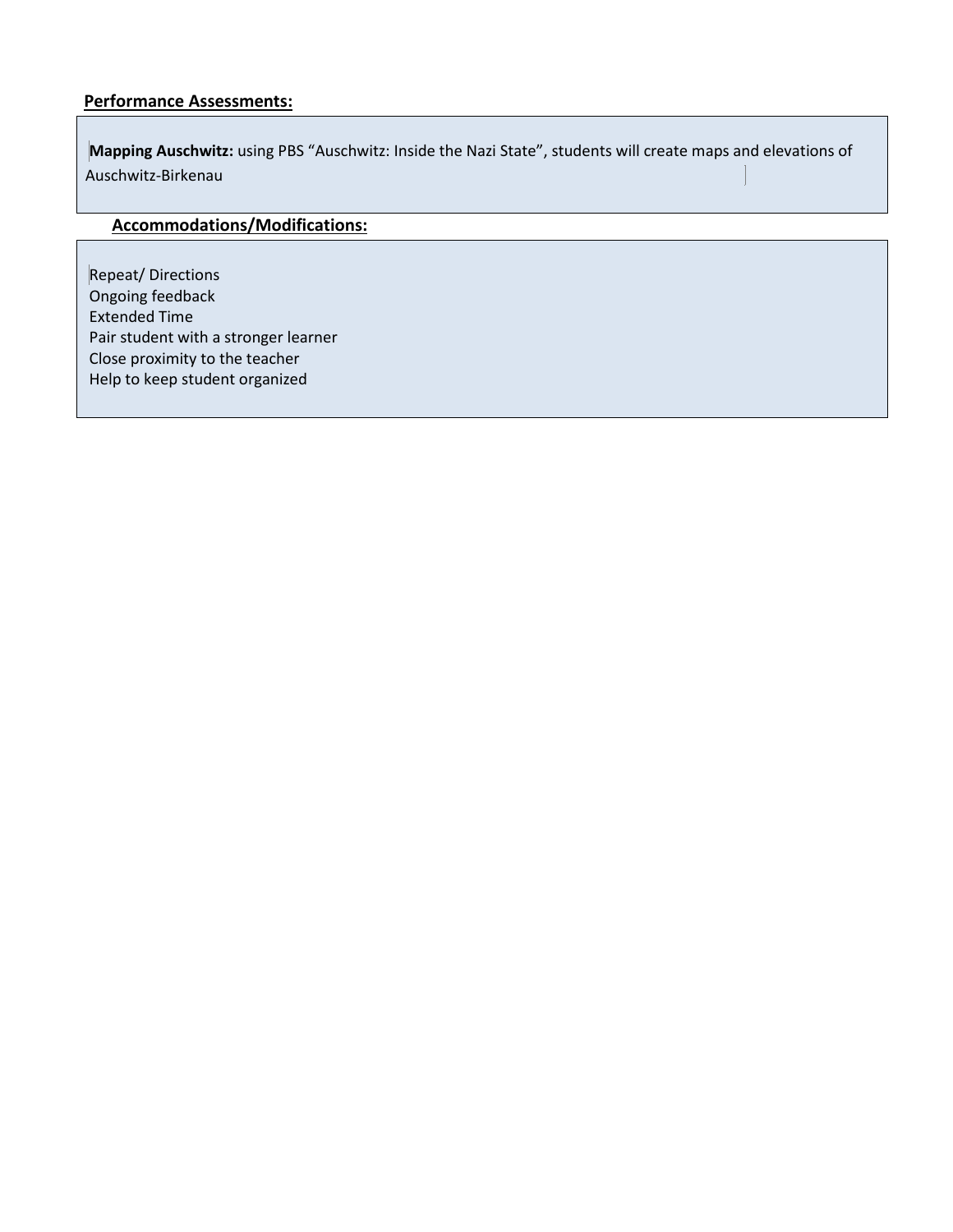**Performance Assessments:**

**Mapping Auschwitz:** using PBS “Auschwitz: Inside the Nazi State”, students will create maps and elevations of Auschwitz-Birkenau

**Accommodations/Modifications:**

Repeat/ Directions
Ongoing feedback
Extended Time
Pair student with a stronger learner
Close proximity to the teacher
Help to keep student organized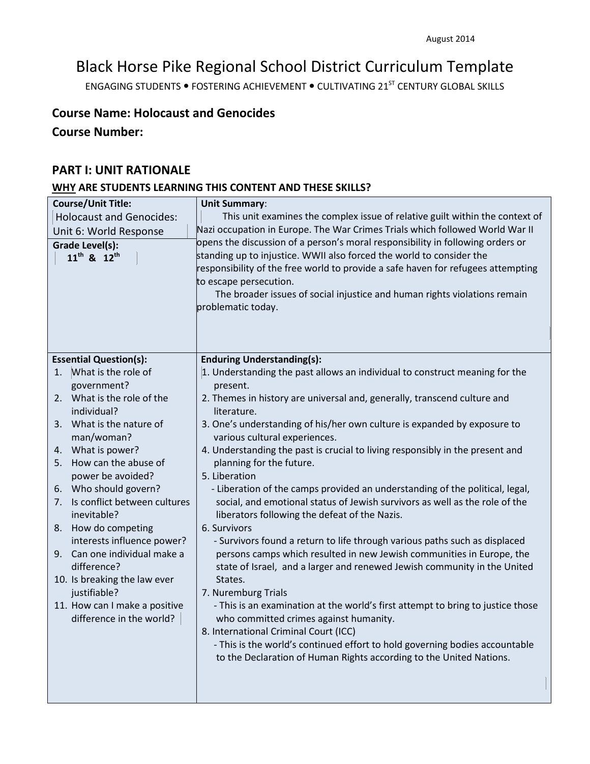August 2014

# Black Horse Pike Regional School District Curriculum Template

ENGAGING STUDENTS • FOSTERING ACHIEVEMENT • CULTIVATING 21ST CENTURY GLOBAL SKILLS

## Course Name: Holocaust and Genocides

## Course Number:

## PART I: UNIT RATIONALE

### WHY ARE STUDENTS LEARNING THIS CONTENT AND THESE SKILLS?

| **Course/Unit Title:** Holocaust and Genocides: Unit 6: World Response<br><br>**Grade Level(s):** 11th & 12th | **Unit Summary**:<br>This unit examines the complex issue of relative guilt within the context of Nazi occupation in Europe. The War Crimes Trials which followed World War II opens the discussion of a person's moral responsibility in following orders or standing up to injustice. WWII also forced the world to consider the responsibility of the free world to provide a safe haven for refugees attempting to escape persecution.<br>The broader issues of social injustice and human rights violations remain problematic today. |
|---|---|
| **Essential Question(s):**<br>1. What is the role of government?<br>2. What is the role of the individual?<br>3. What is the nature of man/woman?<br>4. What is power?<br>5. How can the abuse of power be avoided?<br>6. Who should govern?<br>7. Is conflict between cultures inevitable?<br>8. How do competing interests influence power?<br>9. Can one individual make a difference?<br>10. Is breaking the law ever justifiable?<br>11. How can I make a positive difference in the world? | **Enduring Understanding(s):**<br>1. Understanding the past allows an individual to construct meaning for the present.<br>2. Themes in history are universal and, generally, transcend culture and literature.<br>3. One's understanding of his/her own culture is expanded by exposure to various cultural experiences.<br>4. Understanding the past is crucial to living responsibly in the present and planning for the future.<br>5. Liberation<br>- Liberation of the camps provided an understanding of the political, legal, social, and emotional status of Jewish survivors as well as the role of the liberators following the defeat of the Nazis.<br>6. Survivors<br>- Survivors found a return to life through various paths such as displaced persons camps which resulted in new Jewish communities in Europe, the state of Israel, and a larger and renewed Jewish community in the United States.<br>7. Nuremburg Trials<br>- This is an examination at the world's first attempt to bring to justice those who committed crimes against humanity.<br>8. International Criminal Court (ICC)<br>- This is the world's continued effort to hold governing bodies accountable to the Declaration of Human Rights according to the United Nations. |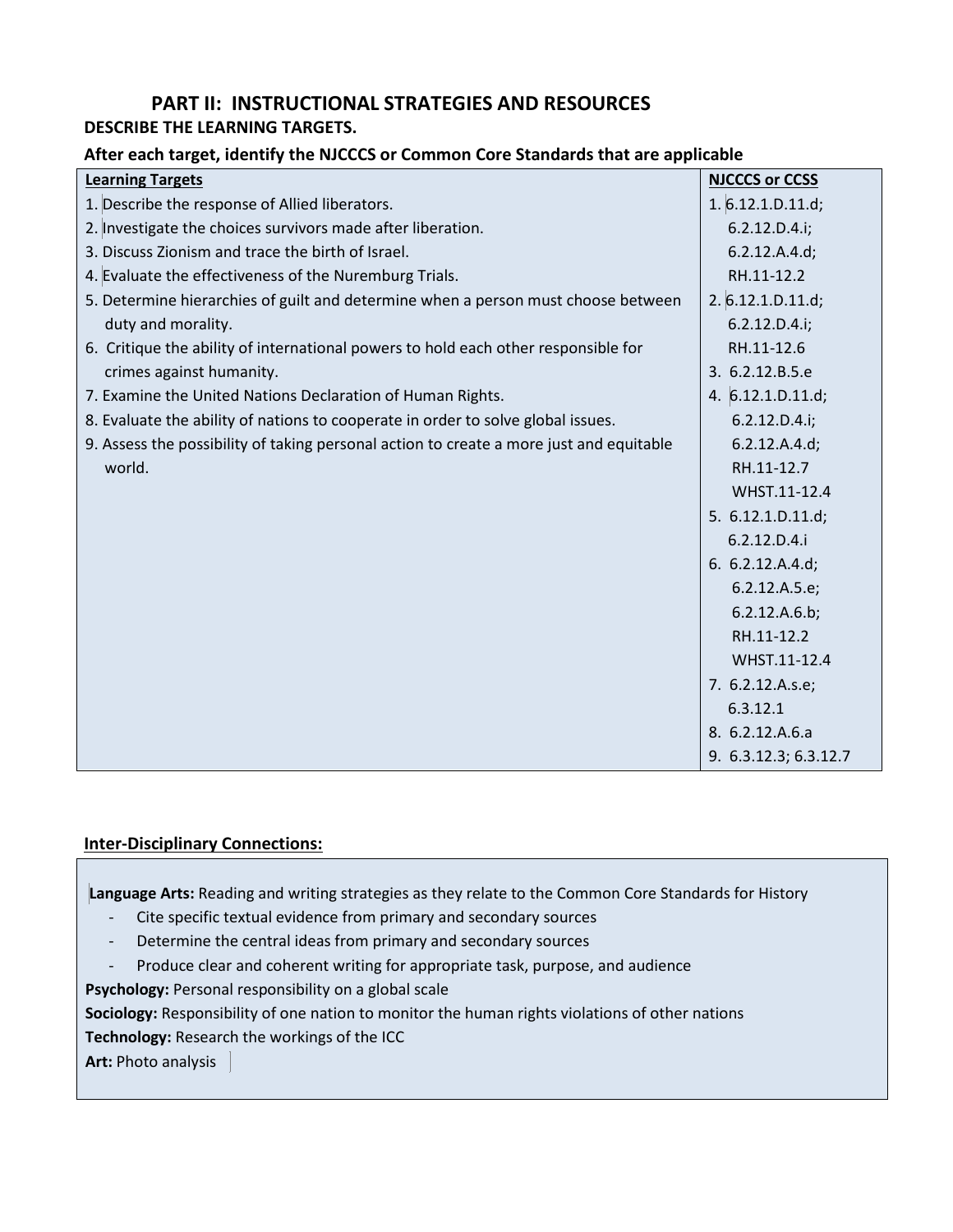## PART II: INSTRUCTIONAL STRATEGIES AND RESOURCES

**DESCRIBE THE LEARNING TARGETS.**

**After each target, identify the NJCCCS or Common Core Standards that are applicable**

| Learning Targets | NJCCCS or CCSS |
|---|---|
| 1. Describe the response of Allied liberators.<br>2. Investigate the choices survivors made after liberation.<br>3. Discuss Zionism and trace the birth of Israel.<br>4. Evaluate the effectiveness of the Nuremburg Trials.<br>5. Determine hierarchies of guilt and determine when a person must choose between duty and morality.<br>6. Critique the ability of international powers to hold each other responsible for crimes against humanity.<br>7. Examine the United Nations Declaration of Human Rights.<br>8. Evaluate the ability of nations to cooperate in order to solve global issues.<br>9. Assess the possibility of taking personal action to create a more just and equitable world. | 1. 6.12.1.D.11.d; 6.2.12.D.4.i; 6.2.12.A.4.d; RH.11-12.2<br>2. 6.12.1.D.11.d; 6.2.12.D.4.i; RH.11-12.6<br>3. 6.2.12.B.5.e<br>4. 6.12.1.D.11.d; 6.2.12.D.4.i; 6.2.12.A.4.d; RH.11-12.7 WHST.11-12.4<br>5. 6.12.1.D.11.d; 6.2.12.D.4.i<br>6. 6.2.12.A.4.d; 6.2.12.A.5.e; 6.2.12.A.6.b; RH.11-12.2 WHST.11-12.4<br>7. 6.2.12.A.s.e; 6.3.12.1<br>8. 6.2.12.A.6.a<br>9. 6.3.12.3; 6.3.12.7 |

**Inter-Disciplinary Connections:**

**Language Arts:** Reading and writing strategies as they relate to the Common Core Standards for History

- Cite specific textual evidence from primary and secondary sources
- Determine the central ideas from primary and secondary sources
- Produce clear and coherent writing for appropriate task, purpose, and audience

**Psychology:** Personal responsibility on a global scale

**Sociology:** Responsibility of one nation to monitor the human rights violations of other nations

**Technology:** Research the workings of the ICC

**Art:** Photo analysis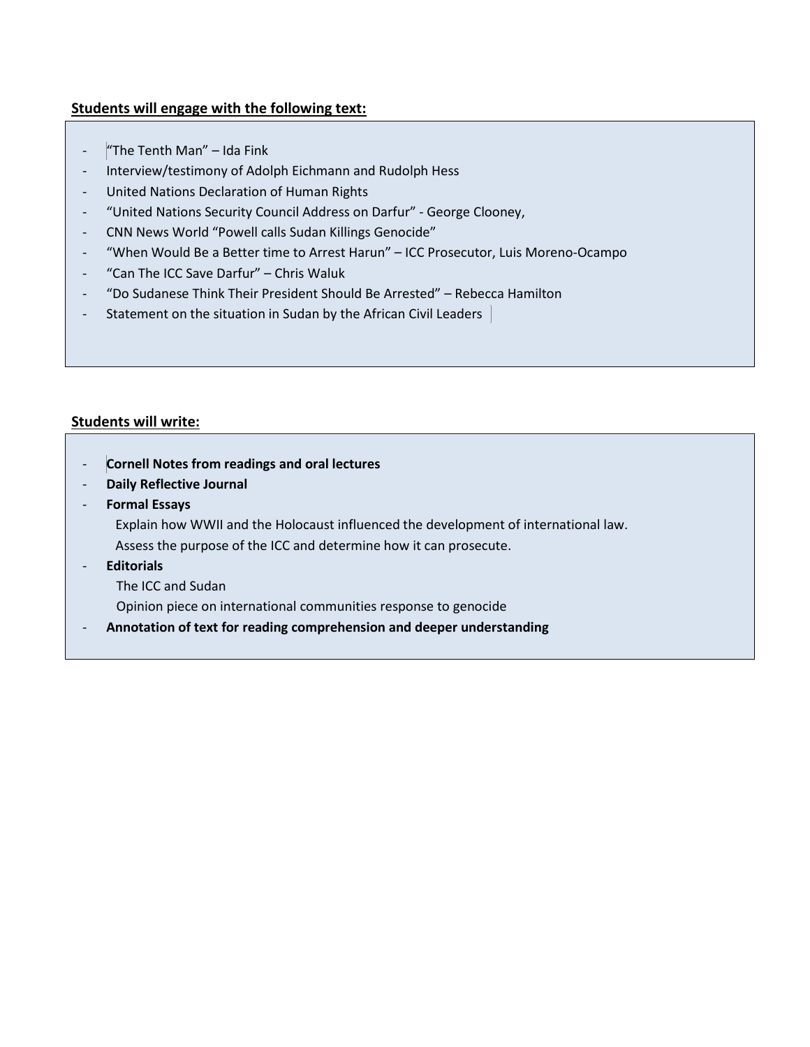**<u>Students will engage with the following text:</u>**

- "The Tenth Man" – Ida Fink
- Interview/testimony of Adolph Eichmann and Rudolph Hess
- United Nations Declaration of Human Rights
- "United Nations Security Council Address on Darfur" - George Clooney,
- CNN News World "Powell calls Sudan Killings Genocide"
- "When Would Be a Better time to Arrest Harun" – ICC Prosecutor, Luis Moreno-Ocampo
- "Can The ICC Save Darfur" – Chris Waluk
- "Do Sudanese Think Their President Should Be Arrested" – Rebecca Hamilton
- Statement on the situation in Sudan by the African Civil Leaders

**<u>Students will write:</u>**

- **Cornell Notes from readings and oral lectures**
- **Daily Reflective Journal**
- **Formal Essays**
  - Explain how WWII and the Holocaust influenced the development of international law.
  - Assess the purpose of the ICC and determine how it can prosecute.
- **Editorials**
  - The ICC and Sudan
  - Opinion piece on international communities response to genocide
- **Annotation of text for reading comprehension and deeper understanding**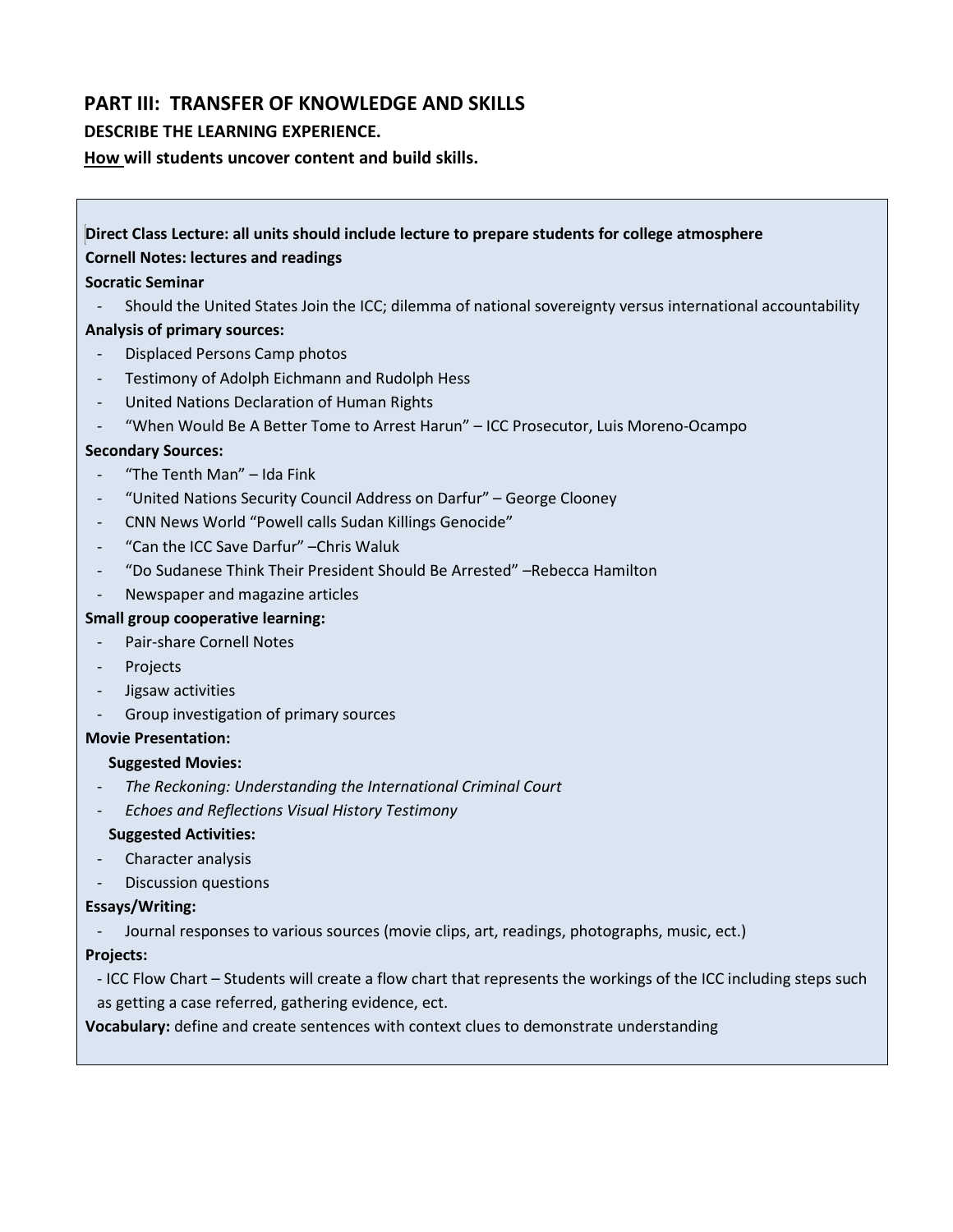## PART III: TRANSFER OF KNOWLEDGE AND SKILLS

**DESCRIBE THE LEARNING EXPERIENCE.**

**How will students uncover content and build skills.**

**Direct Class Lecture: all units should include lecture to prepare students for college atmosphere**

**Cornell Notes: lectures and readings**

**Socratic Seminar**

- Should the United States Join the ICC; dilemma of national sovereignty versus international accountability

**Analysis of primary sources:**

- Displaced Persons Camp photos
- Testimony of Adolph Eichmann and Rudolph Hess
- United Nations Declaration of Human Rights
- "When Would Be A Better Tome to Arrest Harun" – ICC Prosecutor, Luis Moreno-Ocampo

**Secondary Sources:**

- "The Tenth Man" – Ida Fink
- "United Nations Security Council Address on Darfur" – George Clooney
- CNN News World "Powell calls Sudan Killings Genocide"
- "Can the ICC Save Darfur" –Chris Waluk
- "Do Sudanese Think Their President Should Be Arrested" –Rebecca Hamilton
- Newspaper and magazine articles

**Small group cooperative learning:**

- Pair-share Cornell Notes
- Projects
- Jigsaw activities
- Group investigation of primary sources

**Movie Presentation:**

**Suggested Movies:**

- *The Reckoning: Understanding the International Criminal Court*
- *Echoes and Reflections Visual History Testimony*

**Suggested Activities:**

- Character analysis
- Discussion questions

**Essays/Writing:**

- Journal responses to various sources (movie clips, art, readings, photographs, music, ect.)

**Projects:**

- ICC Flow Chart – Students will create a flow chart that represents the workings of the ICC including steps such as getting a case referred, gathering evidence, ect.

**Vocabulary:** define and create sentences with context clues to demonstrate understanding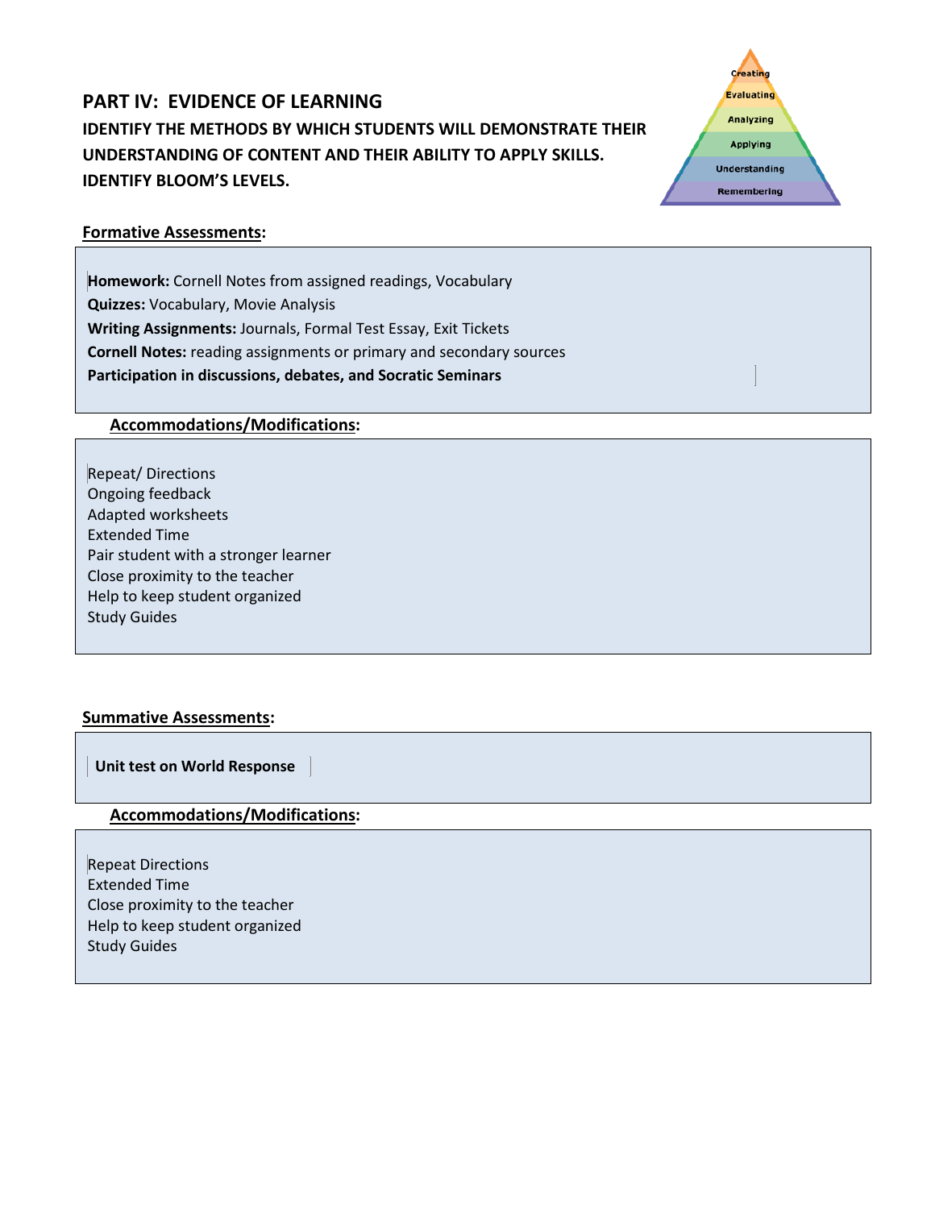## PART IV: EVIDENCE OF LEARNING

**IDENTIFY THE METHODS BY WHICH STUDENTS WILL DEMONSTRATE THEIR UNDERSTANDING OF CONTENT AND THEIR ABILITY TO APPLY SKILLS. IDENTIFY BLOOM'S LEVELS.**

Creating
Evaluating
Analyzing
Applying
Understanding
Remembering

**Formative Assessments:**

**Homework:** Cornell Notes from assigned readings, Vocabulary
**Quizzes:** Vocabulary, Movie Analysis
**Writing Assignments:** Journals, Formal Test Essay, Exit Tickets
**Cornell Notes:** reading assignments or primary and secondary sources
**Participation in discussions, debates, and Socratic Seminars**

**Accommodations/Modifications:**

Repeat/ Directions
Ongoing feedback
Adapted worksheets
Extended Time
Pair student with a stronger learner
Close proximity to the teacher
Help to keep student organized
Study Guides

**Summative Assessments:**

**Unit test on World Response**

**Accommodations/Modifications:**

Repeat Directions
Extended Time
Close proximity to the teacher
Help to keep student organized
Study Guides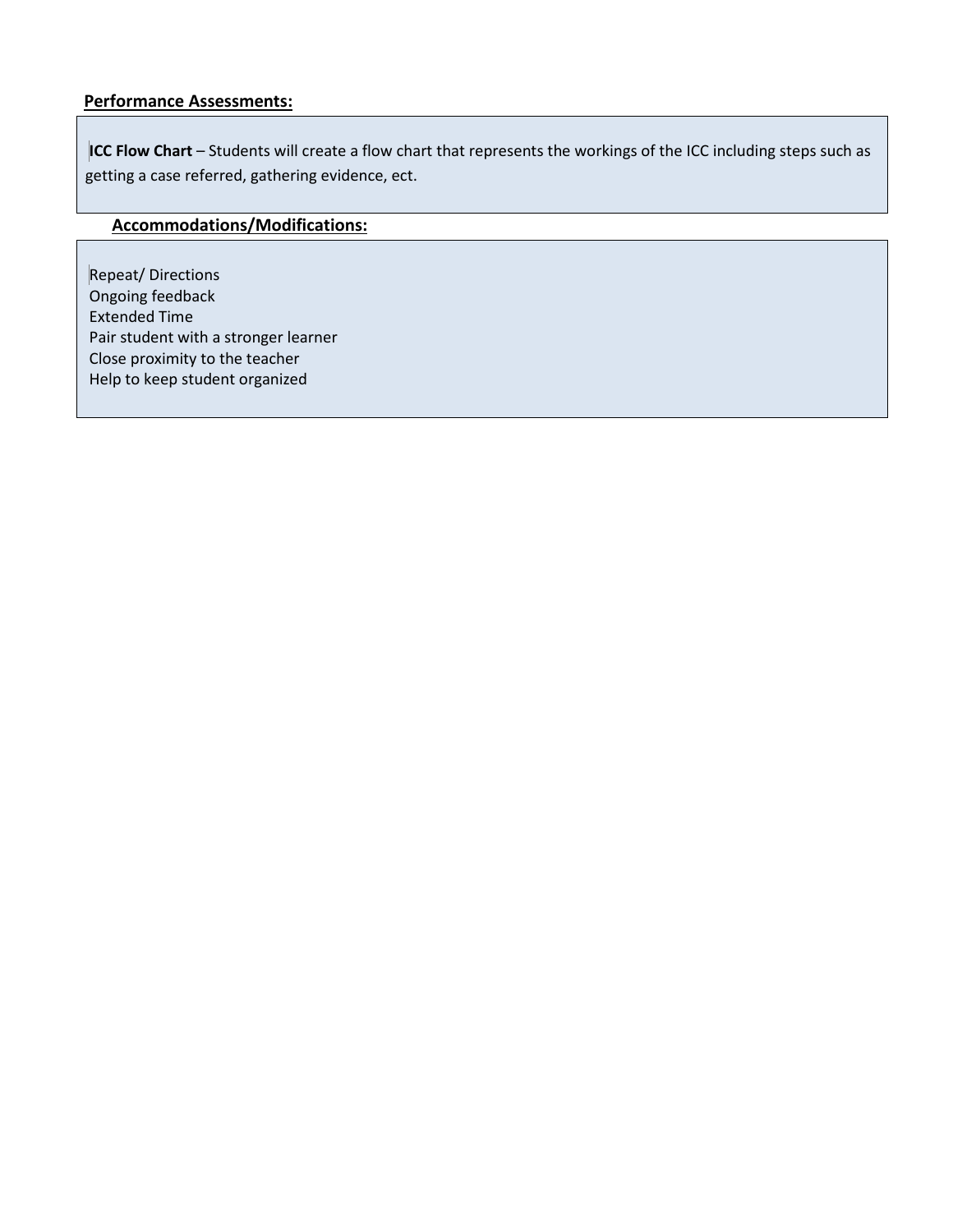**Performance Assessments:**

**ICC Flow Chart** – Students will create a flow chart that represents the workings of the ICC including steps such as getting a case referred, gathering evidence, ect.

**Accommodations/Modifications:**

Repeat/ Directions
Ongoing feedback
Extended Time
Pair student with a stronger learner
Close proximity to the teacher
Help to keep student organized